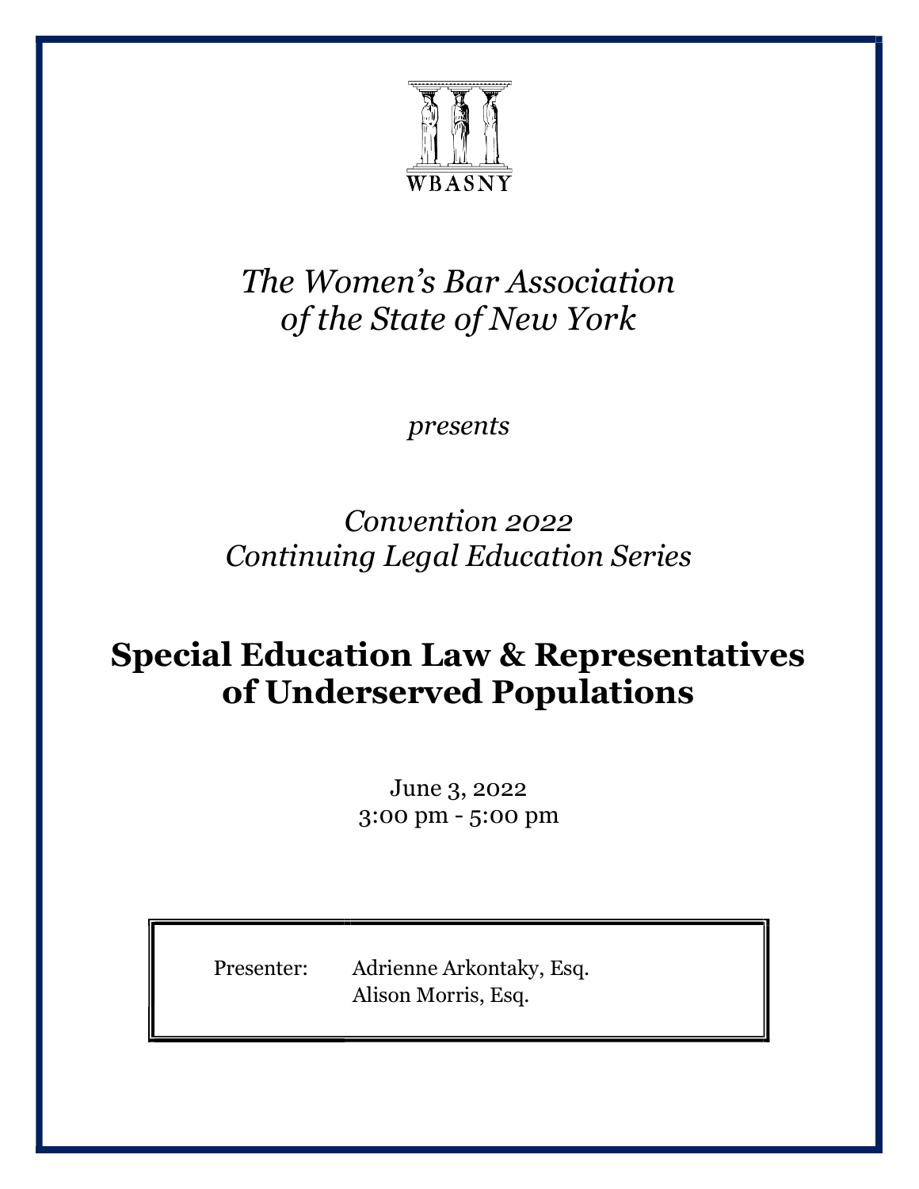WBASNY

*The Women's Bar Association*
*of the State of New York*

*presents*

*Convention 2022*
*Continuing Legal Education Series*

# Special Education Law & Representatives of Underserved Populations

June 3, 2022
3:00 pm - 5:00 pm

| Presenter: | Adrienne Arkontaky, Esq. |
| --- | --- |
| | Alison Morris, Esq. |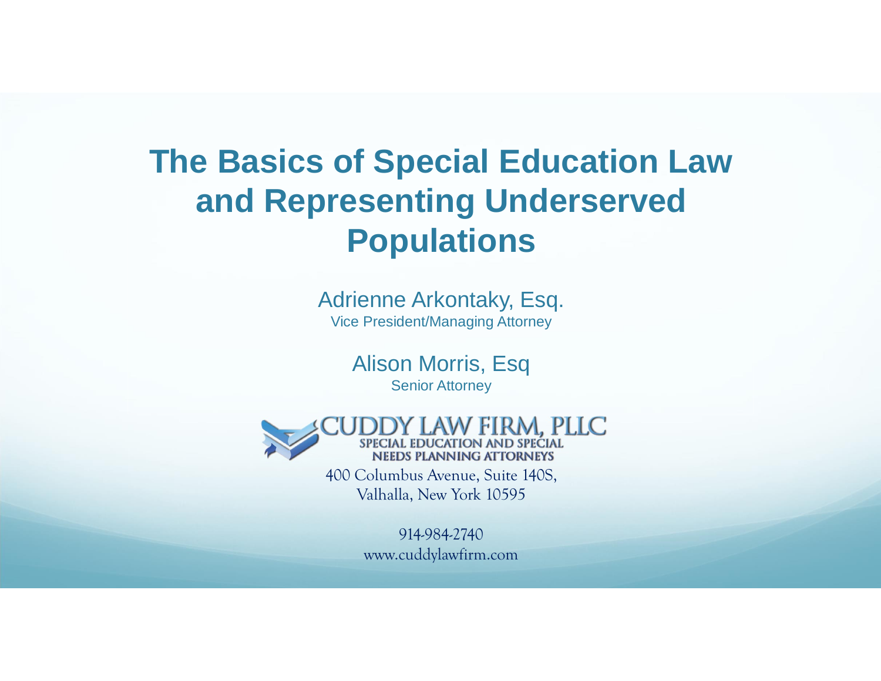# The Basics of Special Education Law and Representing Underserved Populations

Adrienne Arkontaky, Esq.
Vice President/Managing Attorney

Alison Morris, Esq
Senior Attorney

CUDDY LAW FIRM, PLLC
SPECIAL EDUCATION AND SPECIAL NEEDS PLANNING ATTORNEYS

400 Columbus Avenue, Suite 140S,
Valhalla, New York 10595

914-984-2740
www.cuddylawfirm.com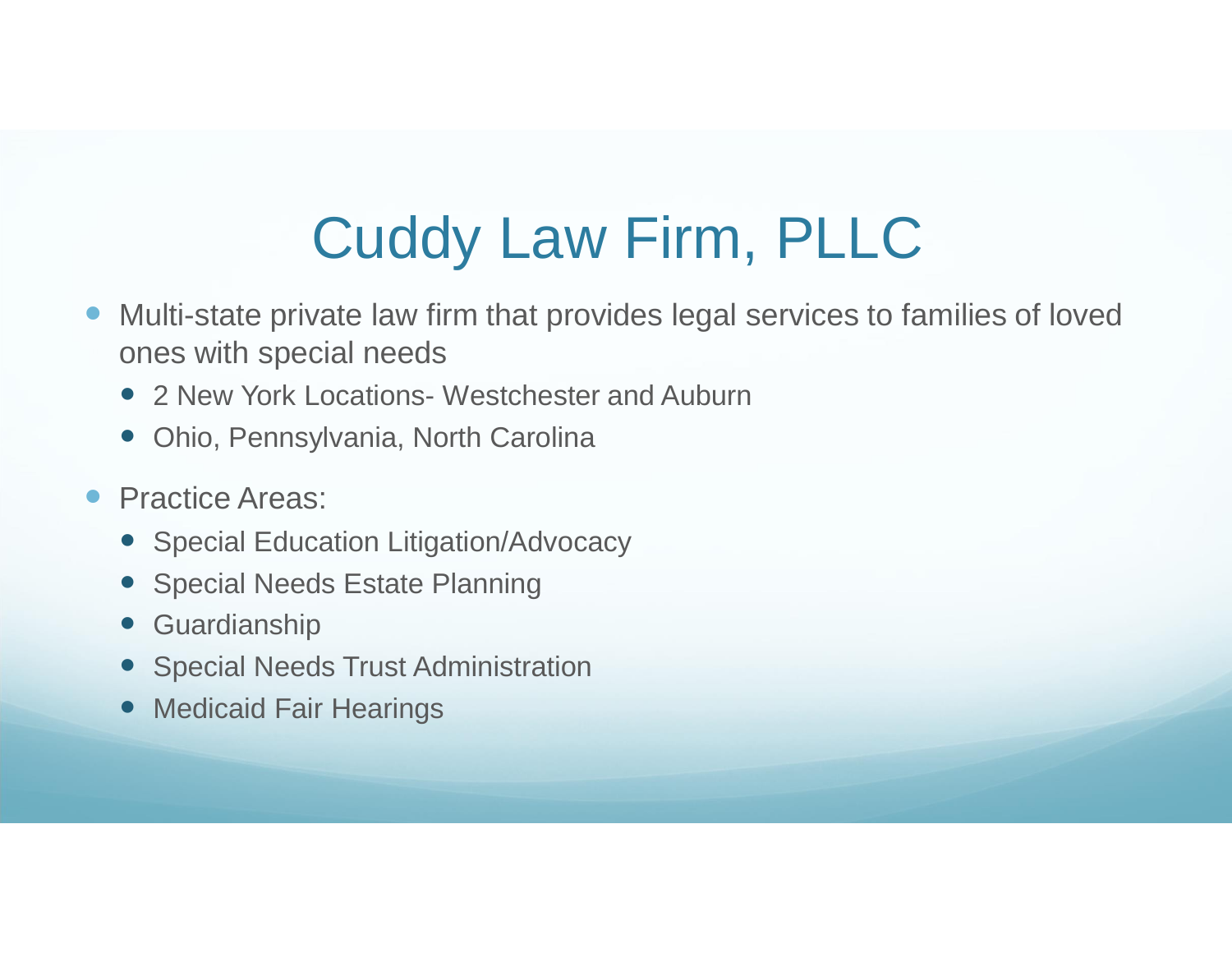# Cuddy Law Firm, PLLC

- Multi-state private law firm that provides legal services to families of loved ones with special needs
  - 2 New York Locations- Westchester and Auburn
  - Ohio, Pennsylvania, North Carolina
- Practice Areas:
  - Special Education Litigation/Advocacy
  - Special Needs Estate Planning
  - Guardianship
  - Special Needs Trust Administration
  - Medicaid Fair Hearings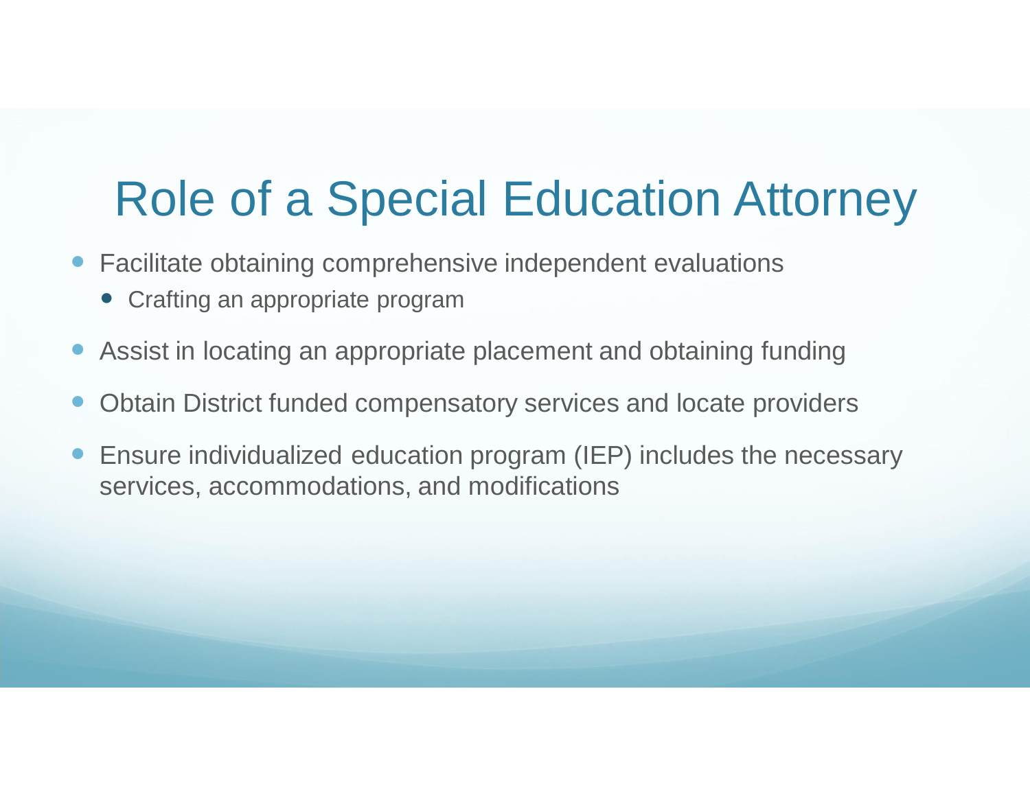# Role of a Special Education Attorney

- Facilitate obtaining comprehensive independent evaluations
  - Crafting an appropriate program
- Assist in locating an appropriate placement and obtaining funding
- Obtain District funded compensatory services and locate providers
- Ensure individualized education program (IEP) includes the necessary services, accommodations, and modifications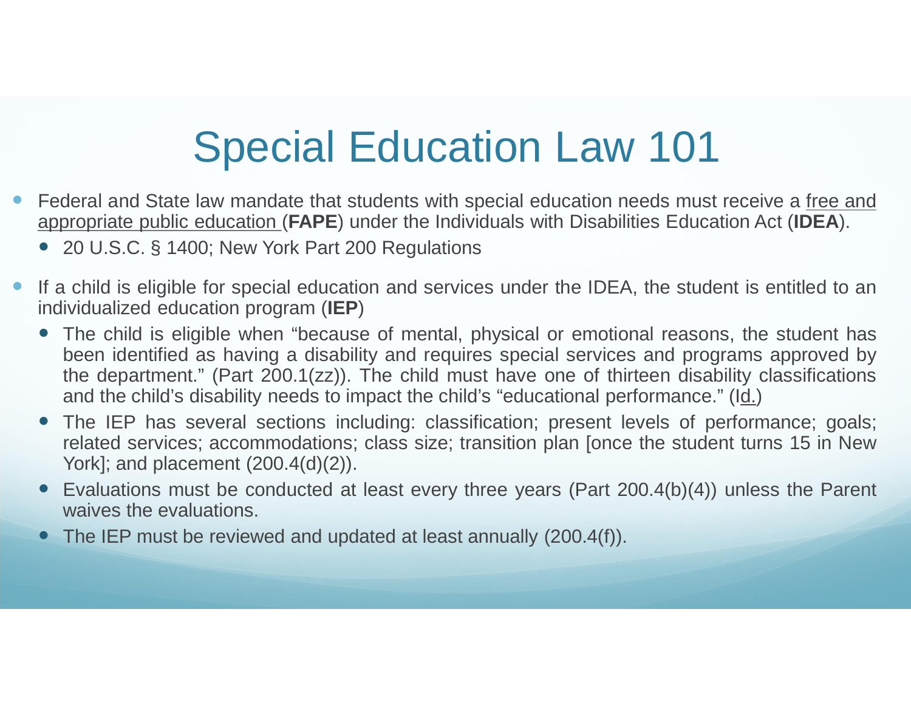# Special Education Law 101

- Federal and State law mandate that students with special education needs must receive a free and appropriate public education (**FAPE**) under the Individuals with Disabilities Education Act (**IDEA**).
  - 20 U.S.C. § 1400; New York Part 200 Regulations
- If a child is eligible for special education and services under the IDEA, the student is entitled to an individualized education program (**IEP**)
  - The child is eligible when "because of mental, physical or emotional reasons, the student has been identified as having a disability and requires special services and programs approved by the department." (Part 200.1(zz)). The child must have one of thirteen disability classifications and the child's disability needs to impact the child's "educational performance." (Id.)
  - The IEP has several sections including: classification; present levels of performance; goals; related services; accommodations; class size; transition plan [once the student turns 15 in New York]; and placement (200.4(d)(2)).
  - Evaluations must be conducted at least every three years (Part 200.4(b)(4)) unless the Parent waives the evaluations.
  - The IEP must be reviewed and updated at least annually (200.4(f)).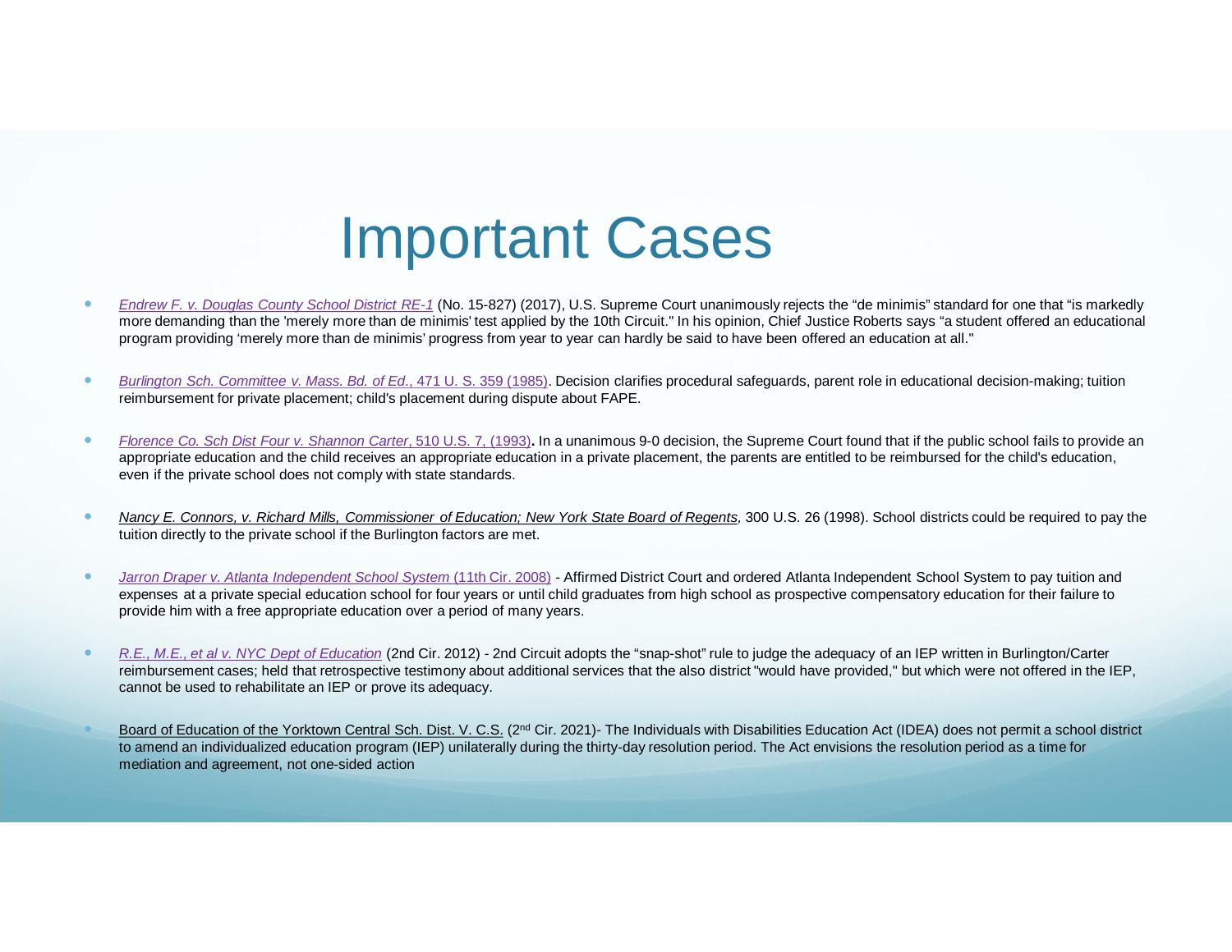# Important Cases

- *Endrew F. v. Douglas County School District RE-1* (No. 15-827) (2017), U.S. Supreme Court unanimously rejects the "de minimis" standard for one that "is markedly more demanding than the 'merely more than de minimis' test applied by the 10th Circuit." In his opinion, Chief Justice Roberts says "a student offered an educational program providing 'merely more than de minimis' progress from year to year can hardly be said to have been offered an education at all."

- *Burlington Sch. Committee v. Mass. Bd. of Ed.*, 471 U. S. 359 (1985). Decision clarifies procedural safeguards, parent role in educational decision-making; tuition reimbursement for private placement; child's placement during dispute about FAPE.

- *Florence Co. Sch Dist Four v. Shannon Carter*, 510 U.S. 7, (1993)**.** In a unanimous 9-0 decision, the Supreme Court found that if the public school fails to provide an appropriate education and the child receives an appropriate education in a private placement, the parents are entitled to be reimbursed for the child's education, even if the private school does not comply with state standards.

- *Nancy E. Connors, v. Richard Mills, Commissioner of Education; New York State Board of Regents,* 300 U.S. 26 (1998). School districts could be required to pay the tuition directly to the private school if the Burlington factors are met.

- *Jarron Draper v. Atlanta Independent School System* (11th Cir. 2008) - Affirmed District Court and ordered Atlanta Independent School System to pay tuition and expenses at a private special education school for four years or until child graduates from high school as prospective compensatory education for their failure to provide him with a free appropriate education over a period of many years.

- *R.E., M.E., et al v. NYC Dept of Education* (2nd Cir. 2012) - 2nd Circuit adopts the "snap-shot" rule to judge the adequacy of an IEP written in Burlington/Carter reimbursement cases; held that retrospective testimony about additional services that the also district "would have provided," but which were not offered in the IEP, cannot be used to rehabilitate an IEP or prove its adequacy.

- Board of Education of the Yorktown Central Sch. Dist. V. C.S. (2nd Cir. 2021)- The Individuals with Disabilities Education Act (IDEA) does not permit a school district to amend an individualized education program (IEP) unilaterally during the thirty-day resolution period. The Act envisions the resolution period as a time for mediation and agreement, not one-sided action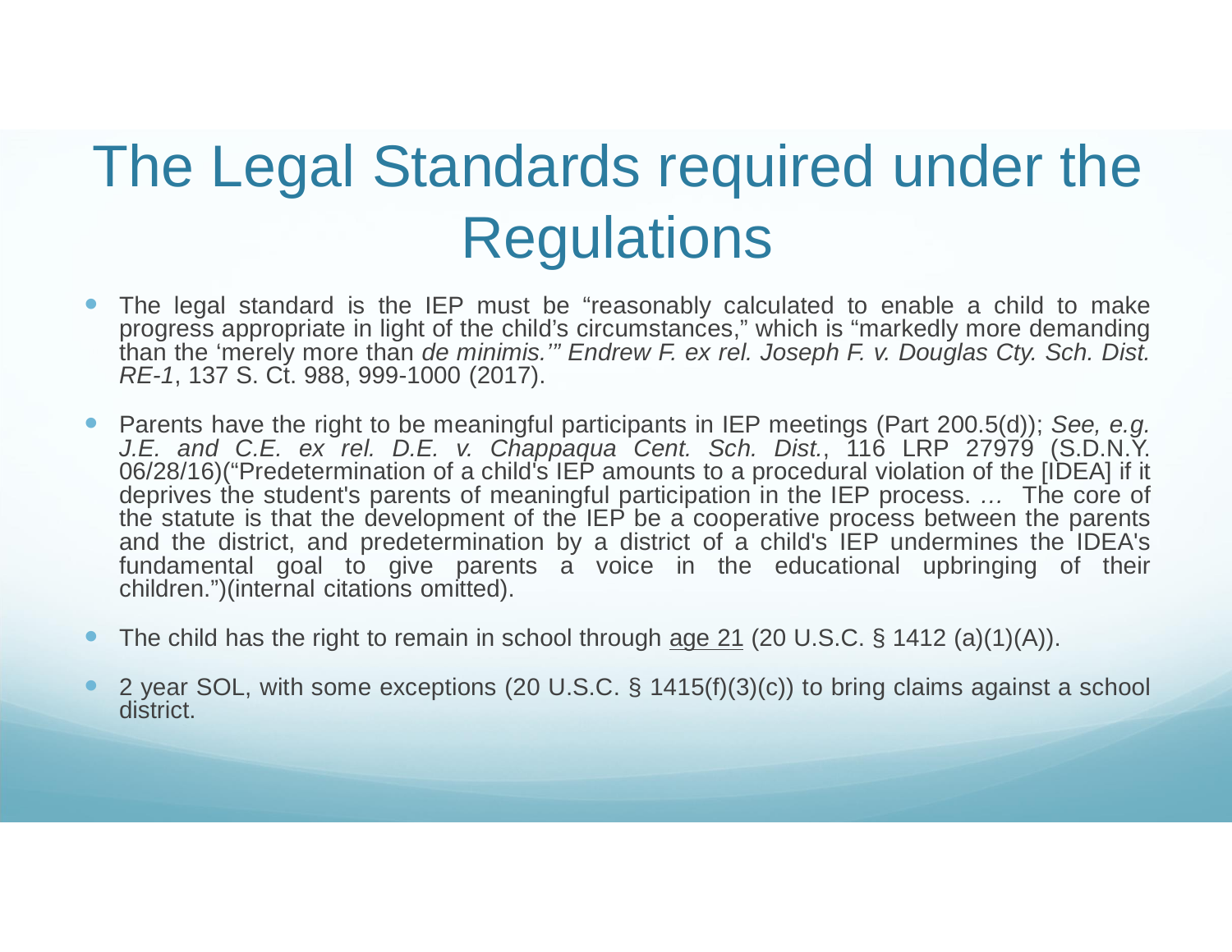# The Legal Standards required under the Regulations

- The legal standard is the IEP must be "reasonably calculated to enable a child to make progress appropriate in light of the child's circumstances," which is "markedly more demanding than the 'merely more than *de minimis.*'" *Endrew F. ex rel. Joseph F. v. Douglas Cty. Sch. Dist. RE-1*, 137 S. Ct. 988, 999-1000 (2017).
- Parents have the right to be meaningful participants in IEP meetings (Part 200.5(d)); *See, e.g. J.E. and C.E. ex rel. D.E. v. Chappaqua Cent. Sch. Dist.*, 116 LRP 27979 (S.D.N.Y. 06/28/16)("Predetermination of a child's IEP amounts to a procedural violation of the [IDEA] if it deprives the student's parents of meaningful participation in the IEP process. … The core of the statute is that the development of the IEP be a cooperative process between the parents and the district, and predetermination by a district of a child's IEP undermines the IDEA's fundamental goal to give parents a voice in the educational upbringing of their children.")(internal citations omitted).
- The child has the right to remain in school through <u>age 21</u> (20 U.S.C. § 1412 (a)(1)(A)).
- 2 year SOL, with some exceptions (20 U.S.C. § 1415(f)(3)(c)) to bring claims against a school district.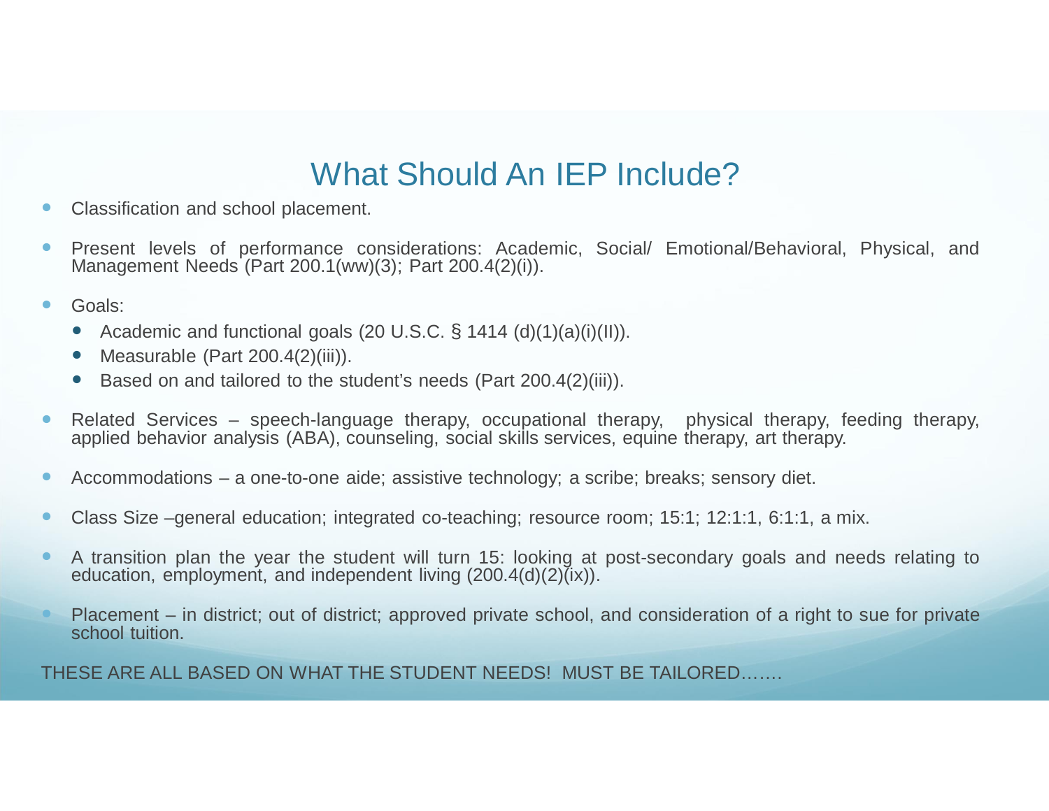# What Should An IEP Include?

- Classification and school placement.
- Present levels of performance considerations: Academic, Social/ Emotional/Behavioral, Physical, and Management Needs (Part 200.1(ww)(3); Part 200.4(2)(i)).
- Goals:
  - Academic and functional goals (20 U.S.C. § 1414 (d)(1)(a)(i)(II)).
  - Measurable (Part 200.4(2)(iii)).
  - Based on and tailored to the student's needs (Part 200.4(2)(iii)).
- Related Services – speech-language therapy, occupational therapy, physical therapy, feeding therapy, applied behavior analysis (ABA), counseling, social skills services, equine therapy, art therapy.
- Accommodations – a one-to-one aide; assistive technology; a scribe; breaks; sensory diet.
- Class Size –general education; integrated co-teaching; resource room; 15:1; 12:1:1, 6:1:1, a mix.
- A transition plan the year the student will turn 15: looking at post-secondary goals and needs relating to education, employment, and independent living (200.4(d)(2)(ix)).
- Placement – in district; out of district; approved private school, and consideration of a right to sue for private school tuition.

THESE ARE ALL BASED ON WHAT THE STUDENT NEEDS! MUST BE TAILORED…….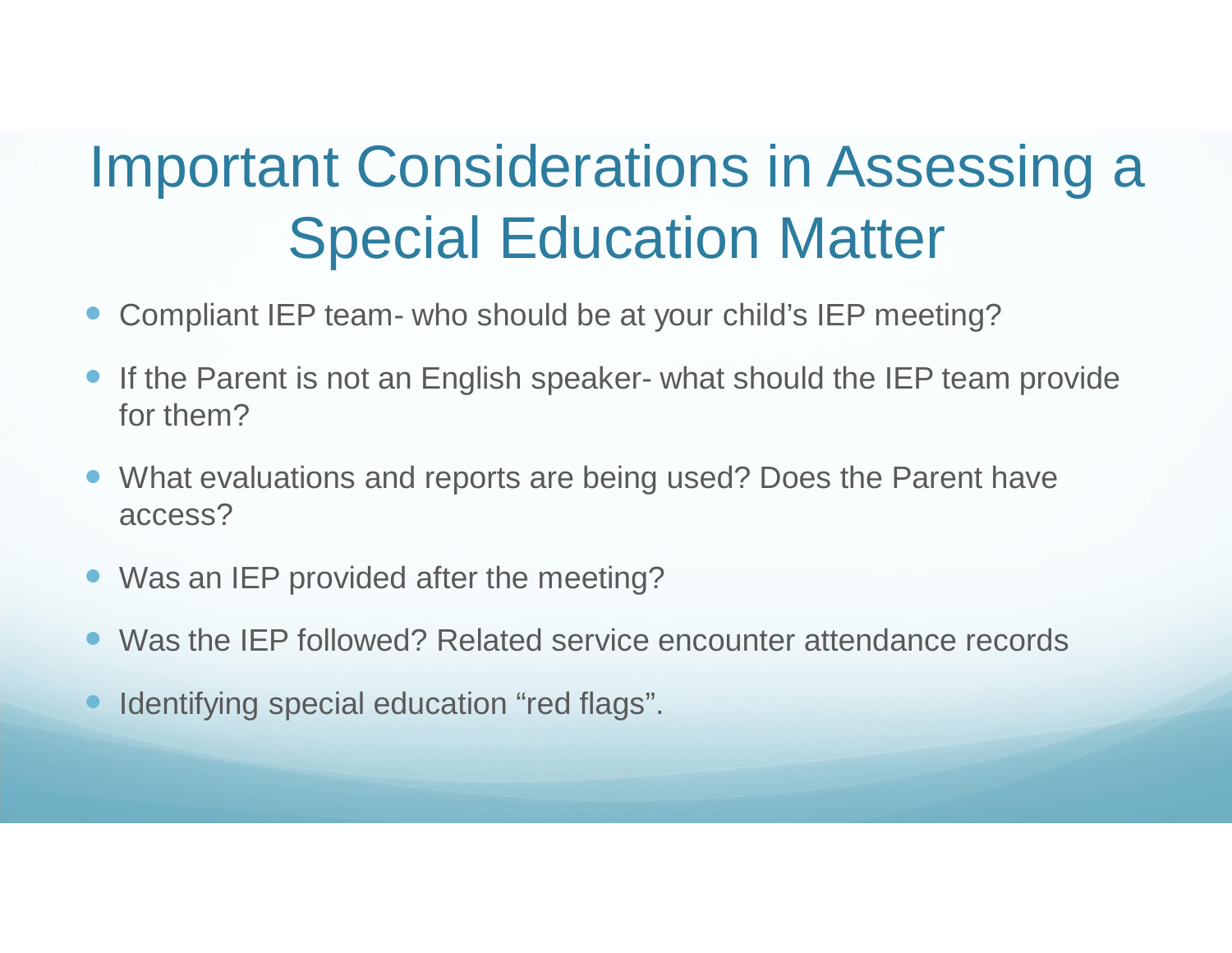# Important Considerations in Assessing a Special Education Matter

- Compliant IEP team- who should be at your child's IEP meeting?
- If the Parent is not an English speaker- what should the IEP team provide for them?
- What evaluations and reports are being used? Does the Parent have access?
- Was an IEP provided after the meeting?
- Was the IEP followed? Related service encounter attendance records
- Identifying special education "red flags".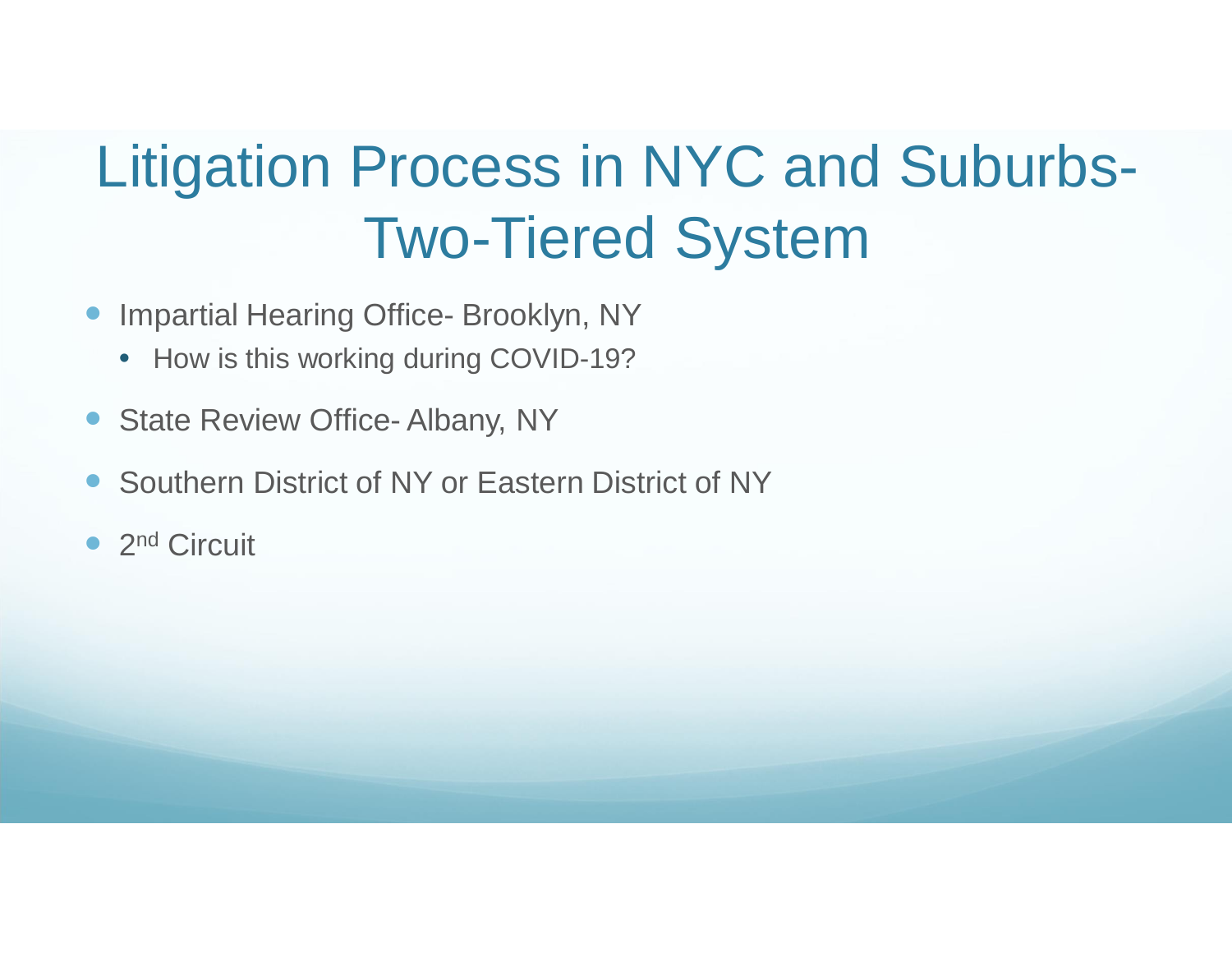# Litigation Process in NYC and Suburbs- Two-Tiered System

- Impartial Hearing Office- Brooklyn, NY
  - How is this working during COVID-19?
- State Review Office- Albany, NY
- Southern District of NY or Eastern District of NY
- 2nd Circuit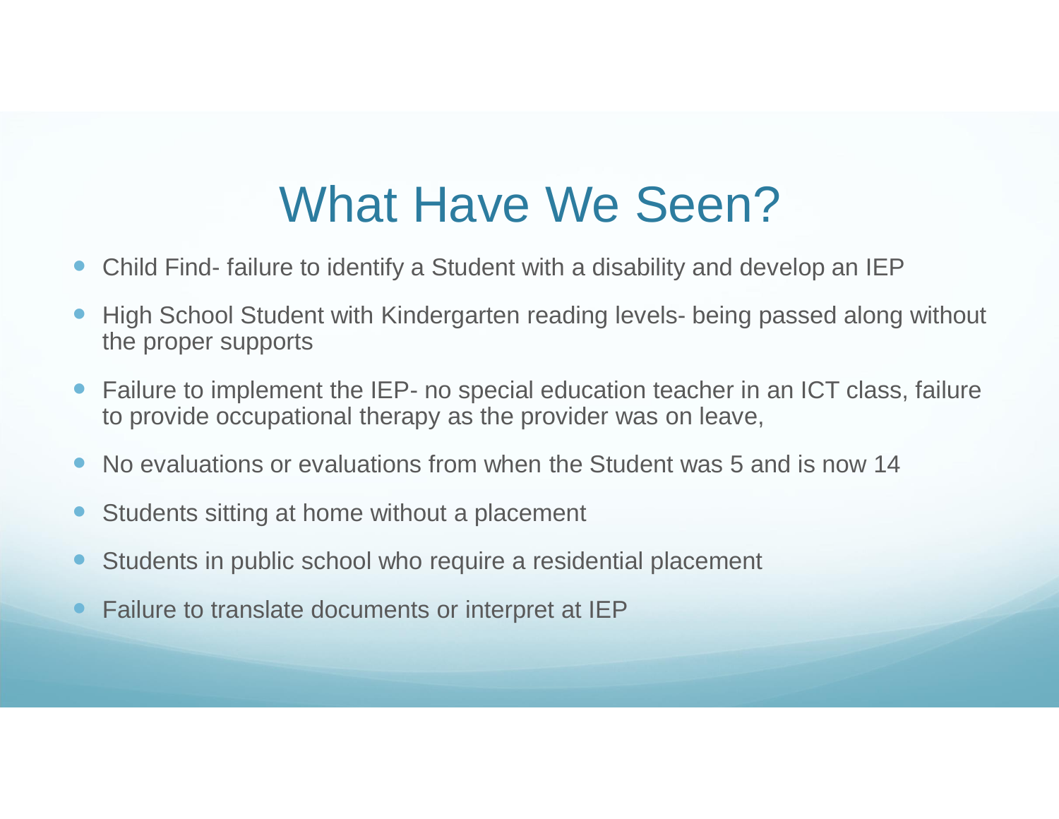# What Have We Seen?

- Child Find- failure to identify a Student with a disability and develop an IEP
- High School Student with Kindergarten reading levels- being passed along without the proper supports
- Failure to implement the IEP- no special education teacher in an ICT class, failure to provide occupational therapy as the provider was on leave,
- No evaluations or evaluations from when the Student was 5 and is now 14
- Students sitting at home without a placement
- Students in public school who require a residential placement
- Failure to translate documents or interpret at IEP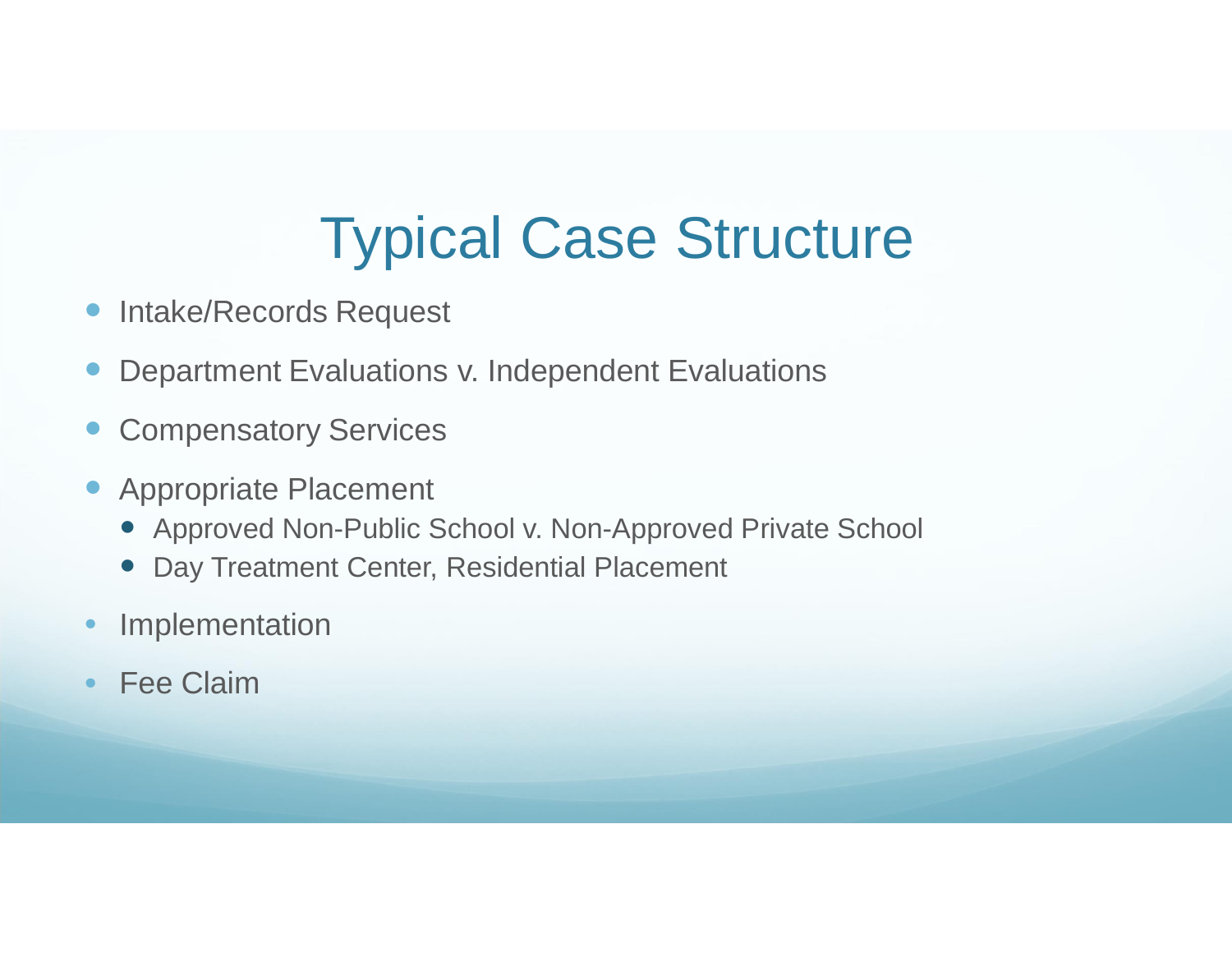# Typical Case Structure

- Intake/Records Request
- Department Evaluations v. Independent Evaluations
- Compensatory Services
- Appropriate Placement
  - Approved Non-Public School v. Non-Approved Private School
  - Day Treatment Center, Residential Placement
- Implementation
- Fee Claim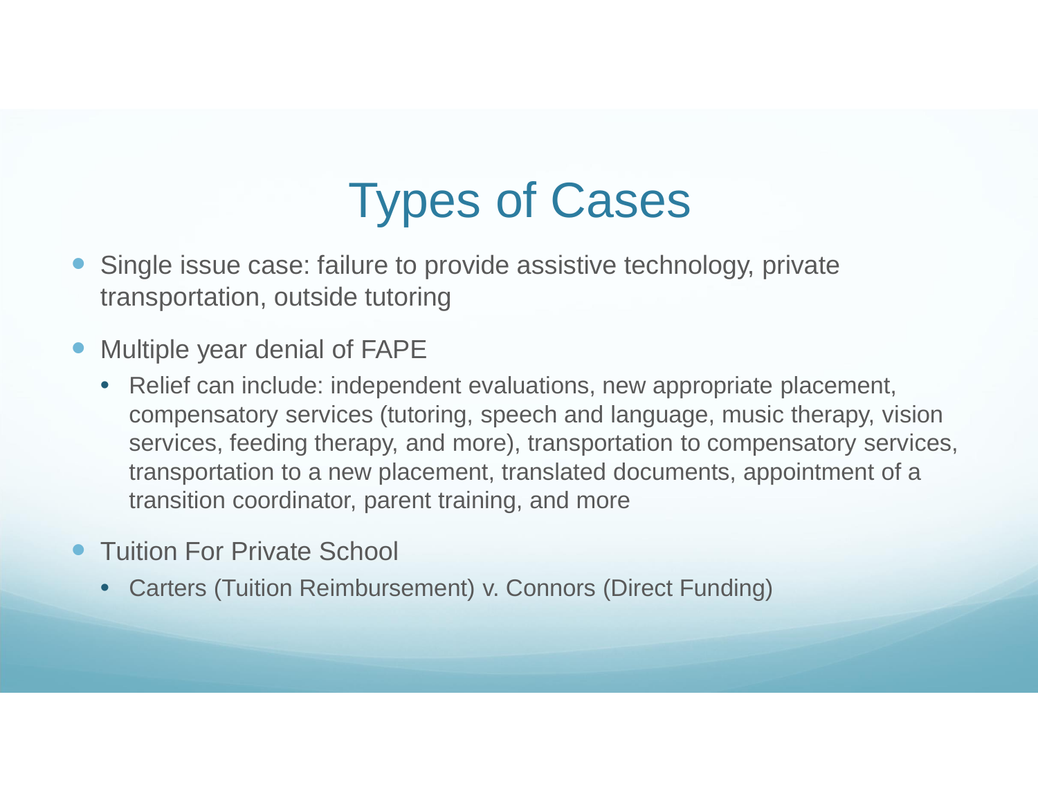# Types of Cases

- Single issue case: failure to provide assistive technology, private transportation, outside tutoring
- Multiple year denial of FAPE
  - Relief can include: independent evaluations, new appropriate placement, compensatory services (tutoring, speech and language, music therapy, vision services, feeding therapy, and more), transportation to compensatory services, transportation to a new placement, translated documents, appointment of a transition coordinator, parent training, and more
- Tuition For Private School
  - Carters (Tuition Reimbursement) v. Connors (Direct Funding)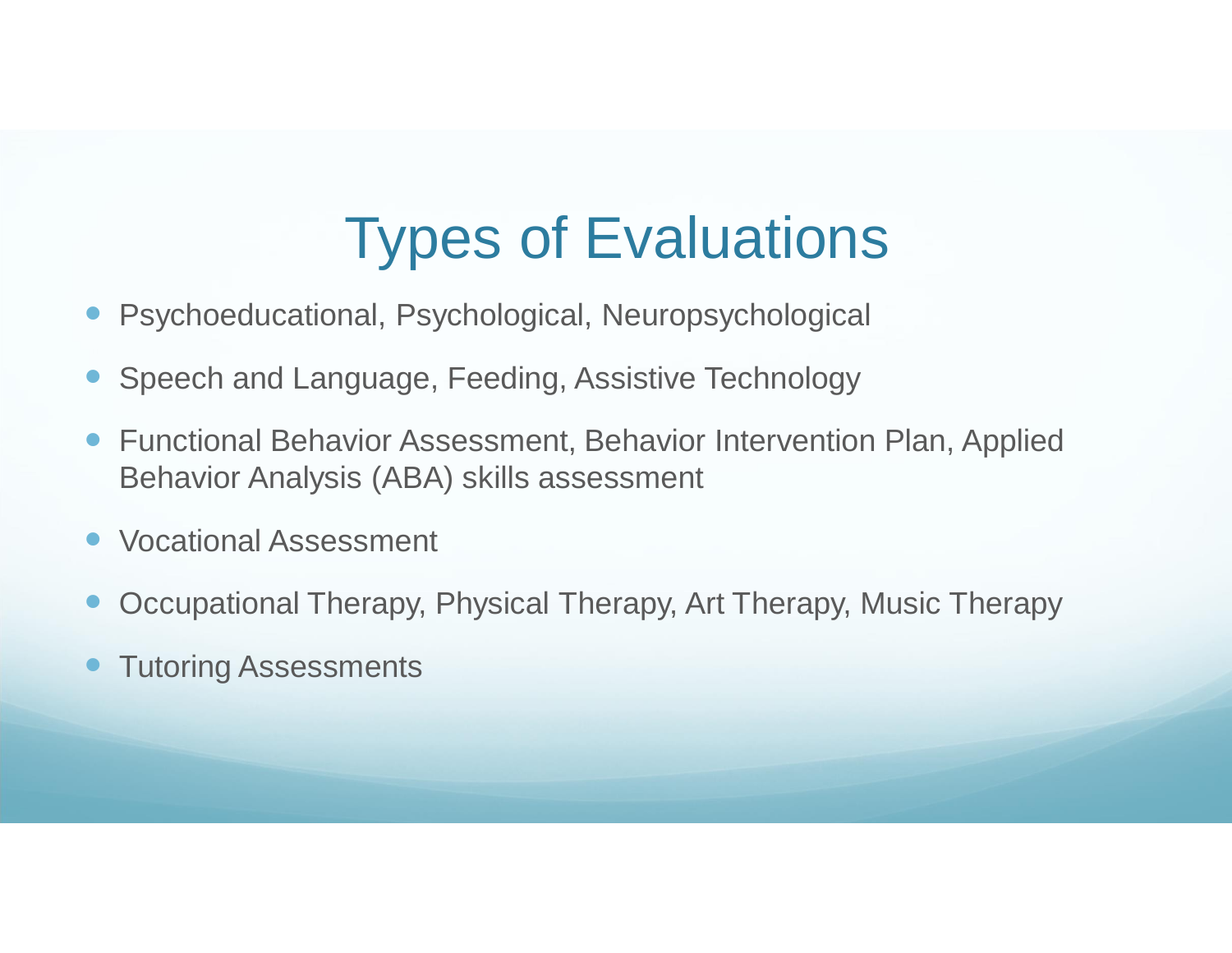# Types of Evaluations

- Psychoeducational, Psychological, Neuropsychological
- Speech and Language, Feeding, Assistive Technology
- Functional Behavior Assessment, Behavior Intervention Plan, Applied Behavior Analysis (ABA) skills assessment
- Vocational Assessment
- Occupational Therapy, Physical Therapy, Art Therapy, Music Therapy
- Tutoring Assessments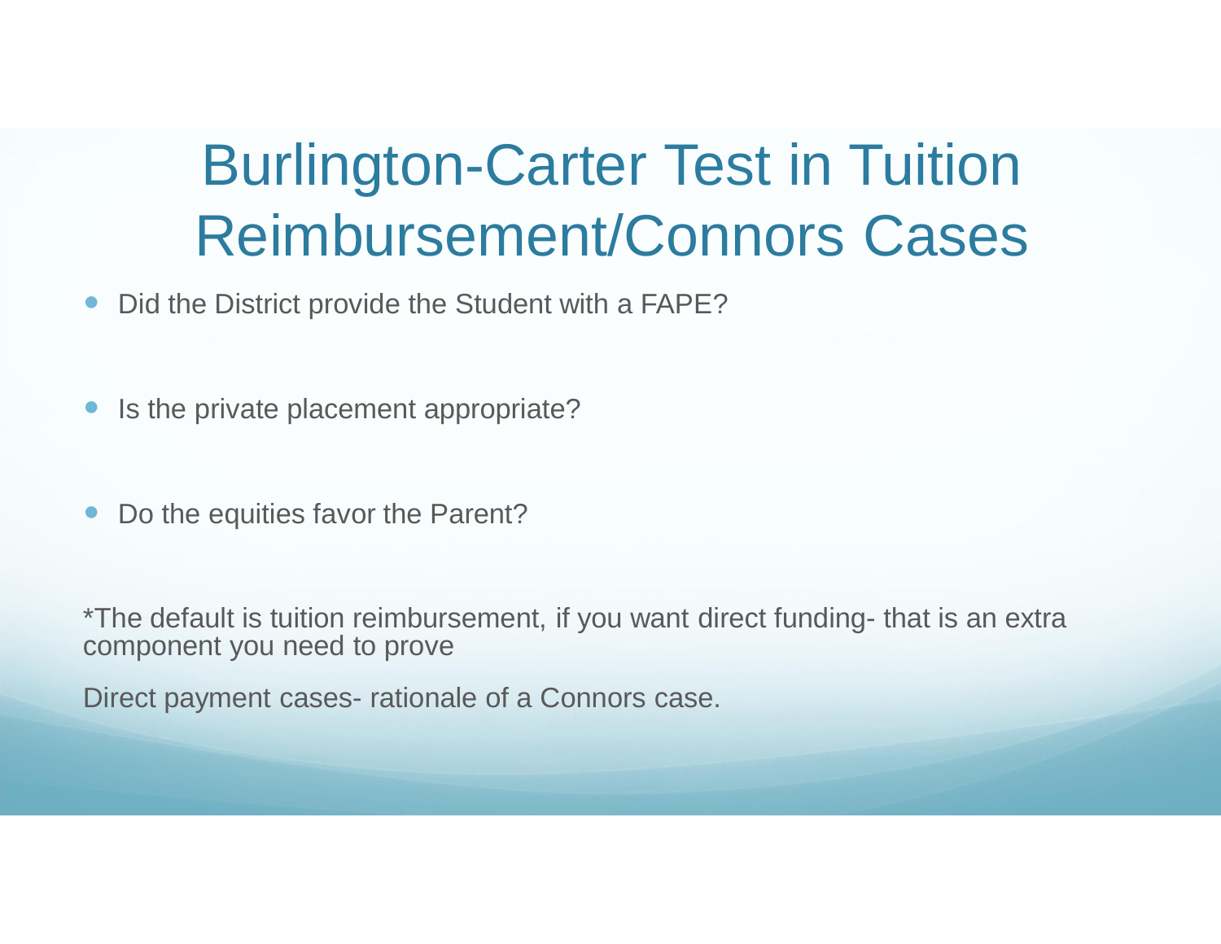# Burlington-Carter Test in Tuition Reimbursement/Connors Cases

- Did the District provide the Student with a FAPE?
- Is the private placement appropriate?
- Do the equities favor the Parent?

*The default is tuition reimbursement, if you want direct funding- that is an extra component you need to prove

Direct payment cases- rationale of a Connors case.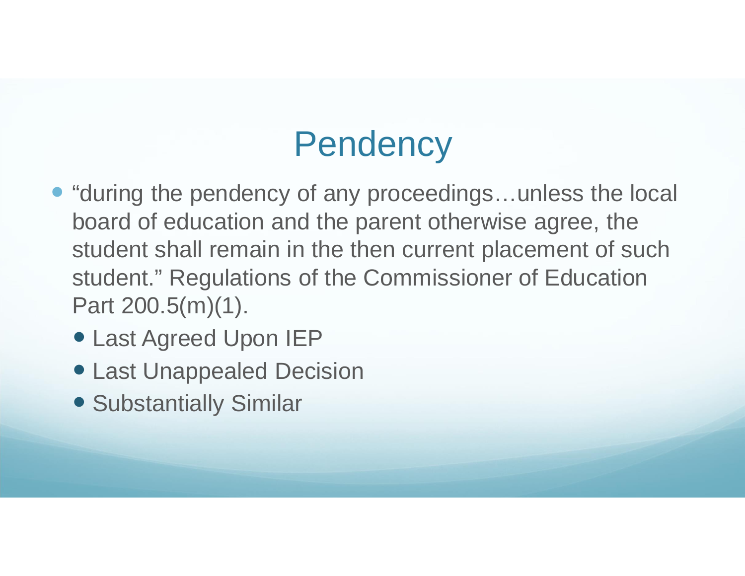# Pendency

- “during the pendency of any proceedings…unless the local board of education and the parent otherwise agree, the student shall remain in the then current placement of such student.” Regulations of the Commissioner of Education Part 200.5(m)(1).
  - Last Agreed Upon IEP
  - Last Unappealed Decision
  - Substantially Similar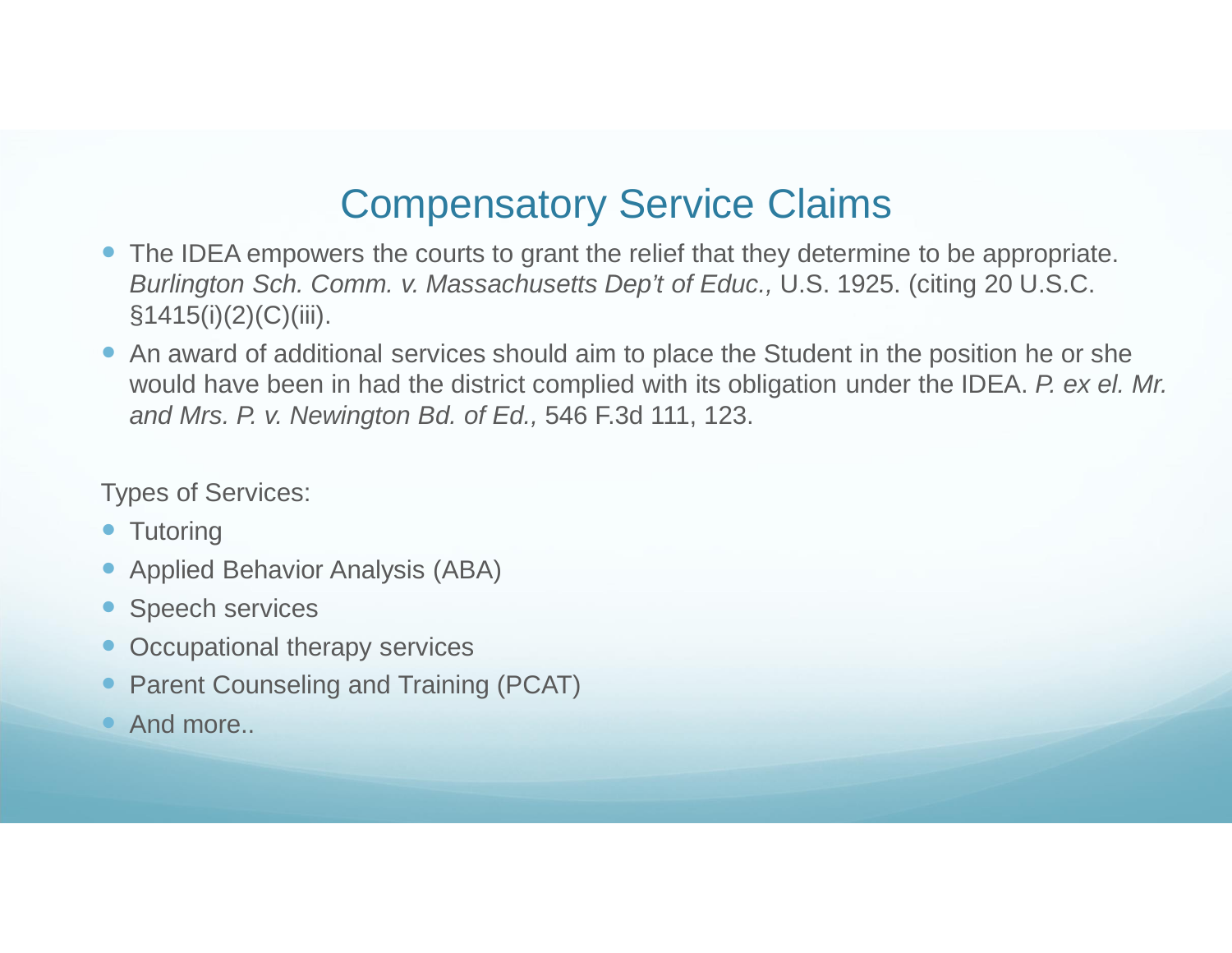# Compensatory Service Claims

- The IDEA empowers the courts to grant the relief that they determine to be appropriate. *Burlington Sch. Comm. v. Massachusetts Dep't of Educ.,* U.S. 1925. (citing 20 U.S.C. §1415(i)(2)(C)(iii).
- An award of additional services should aim to place the Student in the position he or she would have been in had the district complied with its obligation under the IDEA. *P. ex el. Mr. and Mrs. P. v. Newington Bd. of Ed.,* 546 F.3d 111, 123.

Types of Services:

- Tutoring
- Applied Behavior Analysis (ABA)
- Speech services
- Occupational therapy services
- Parent Counseling and Training (PCAT)
- And more..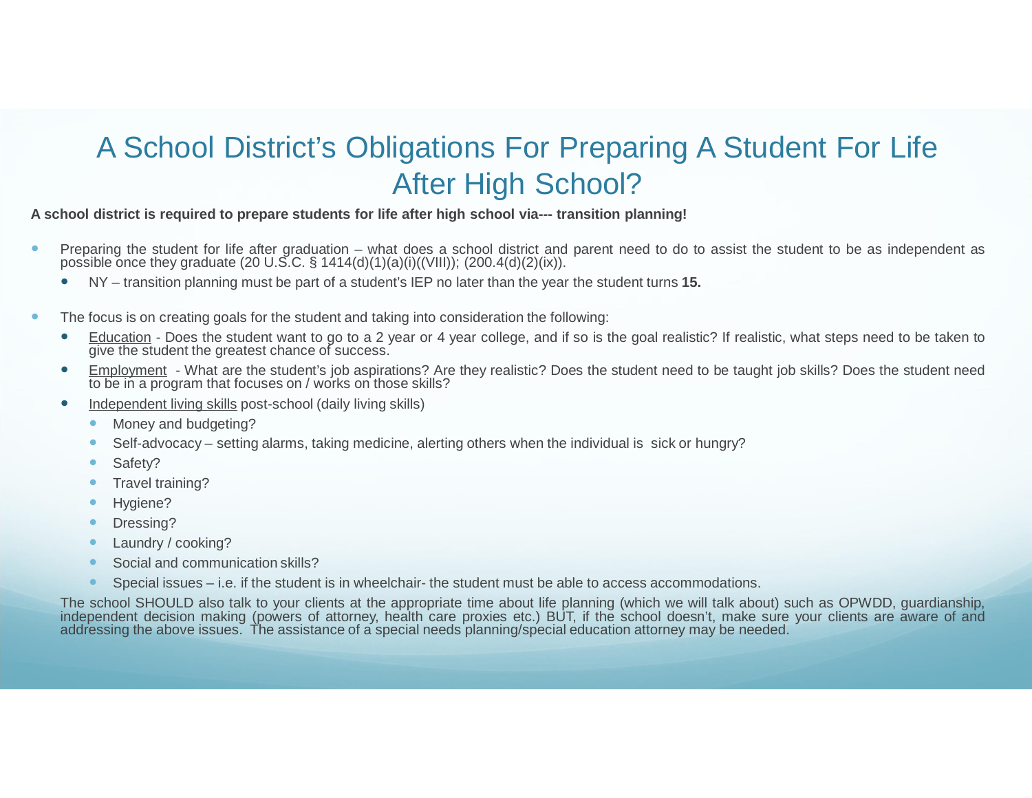# A School District's Obligations For Preparing A Student For Life After High School?

**A school district is required to prepare students for life after high school via--- transition planning!**

- Preparing the student for life after graduation – what does a school district and parent need to do to assist the student to be as independent as possible once they graduate (20 U.S.C. § 1414(d)(1)(a)(i)((VIII)); (200.4(d)(2)(ix)).
  - NY – transition planning must be part of a student's IEP no later than the year the student turns **15.**
- The focus is on creating goals for the student and taking into consideration the following:
  - Education - Does the student want to go to a 2 year or 4 year college, and if so is the goal realistic? If realistic, what steps need to be taken to give the student the greatest chance of success.
  - Employment - What are the student's job aspirations? Are they realistic? Does the student need to be taught job skills? Does the student need to be in a program that focuses on / works on those skills?
  - Independent living skills post-school (daily living skills)
    - Money and budgeting?
    - Self-advocacy – setting alarms, taking medicine, alerting others when the individual is sick or hungry?
    - Safety?
    - Travel training?
    - Hygiene?
    - Dressing?
    - Laundry / cooking?
    - Social and communication skills?
    - Special issues – i.e. if the student is in wheelchair- the student must be able to access accommodations.

The school SHOULD also talk to your clients at the appropriate time about life planning (which we will talk about) such as OPWDD, guardianship, independent decision making (powers of attorney, health care proxies etc.) BUT, if the school doesn't, make sure your clients are aware of and addressing the above issues. The assistance of a special needs planning/special education attorney may be needed.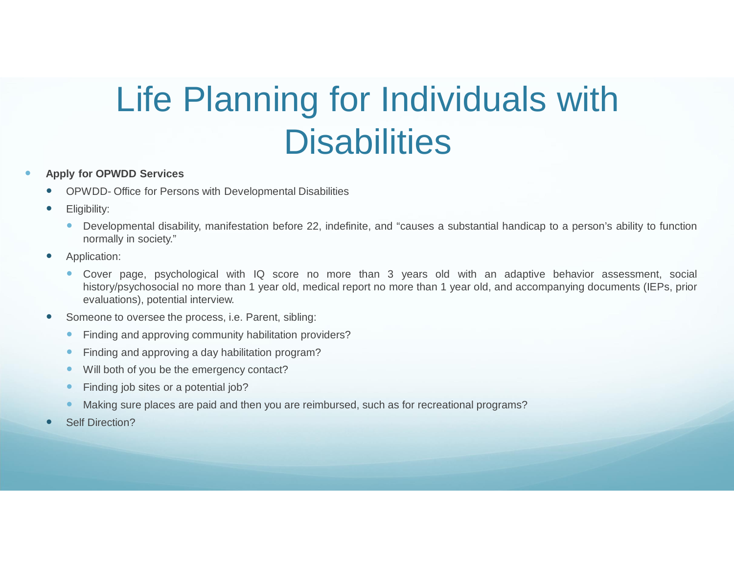# Life Planning for Individuals with Disabilities

- **Apply for OPWDD Services**
  - OPWDD- Office for Persons with Developmental Disabilities
  - Eligibility:
    - Developmental disability, manifestation before 22, indefinite, and "causes a substantial handicap to a person's ability to function normally in society."
  - Application:
    - Cover page, psychological with IQ score no more than 3 years old with an adaptive behavior assessment, social history/psychosocial no more than 1 year old, medical report no more than 1 year old, and accompanying documents (IEPs, prior evaluations), potential interview.
  - Someone to oversee the process, i.e. Parent, sibling:
    - Finding and approving community habilitation providers?
    - Finding and approving a day habilitation program?
    - Will both of you be the emergency contact?
    - Finding job sites or a potential job?
    - Making sure places are paid and then you are reimbursed, such as for recreational programs?
  - Self Direction?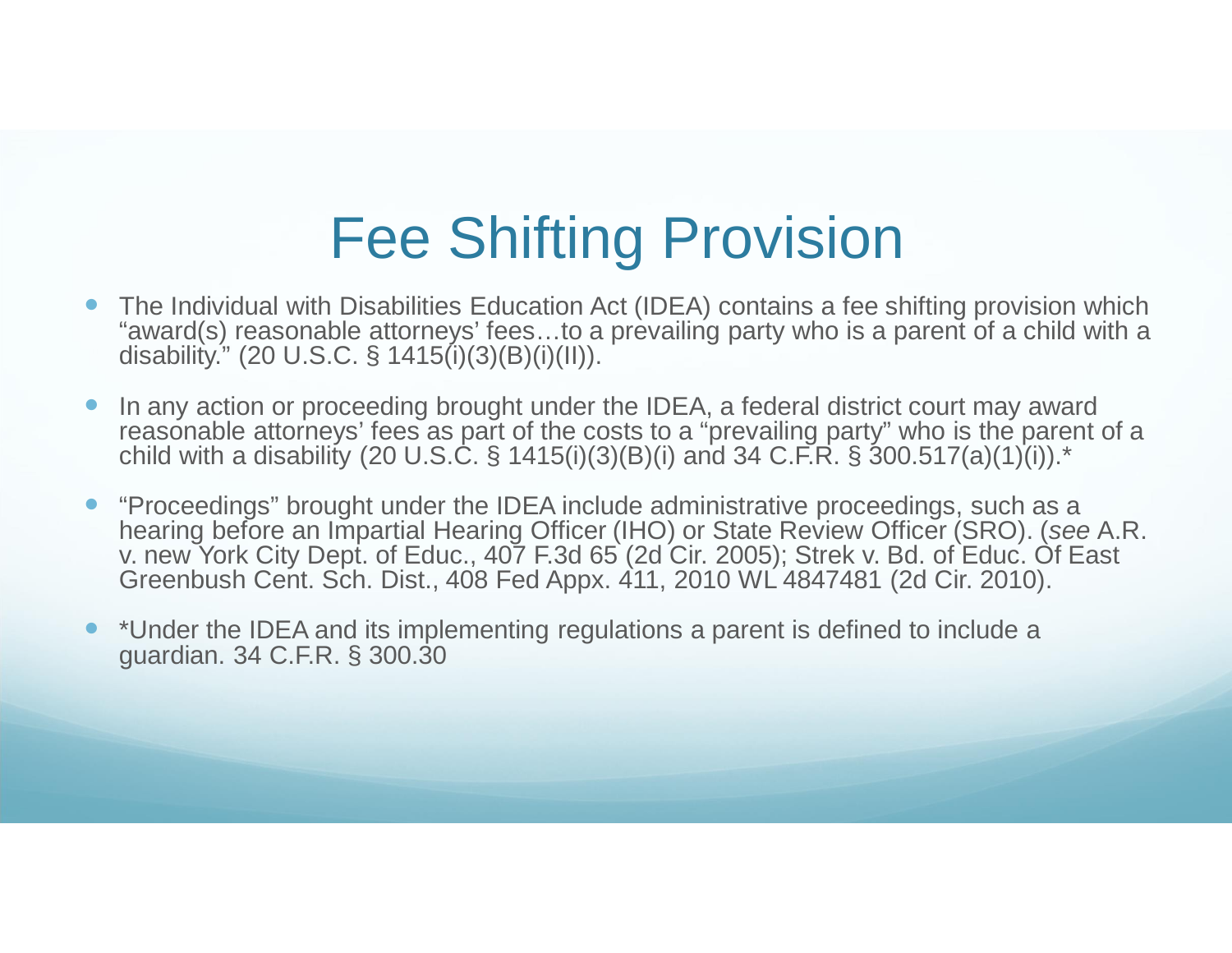# Fee Shifting Provision

- The Individual with Disabilities Education Act (IDEA) contains a fee shifting provision which "award(s) reasonable attorneys' fees…to a prevailing party who is a parent of a child with a disability." (20 U.S.C. § 1415(i)(3)(B)(i)(II)).
- In any action or proceeding brought under the IDEA, a federal district court may award reasonable attorneys' fees as part of the costs to a "prevailing party" who is the parent of a child with a disability (20 U.S.C. § 1415(i)(3)(B)(i) and 34 C.F.R. § 300.517(a)(1)(i)).*
- "Proceedings" brought under the IDEA include administrative proceedings, such as a hearing before an Impartial Hearing Officer (IHO) or State Review Officer (SRO). (*see* A.R. v. new York City Dept. of Educ., 407 F.3d 65 (2d Cir. 2005); Strek v. Bd. of Educ. Of East Greenbush Cent. Sch. Dist., 408 Fed Appx. 411, 2010 WL 4847481 (2d Cir. 2010).
- *Under the IDEA and its implementing regulations a parent is defined to include a guardian. 34 C.F.R. § 300.30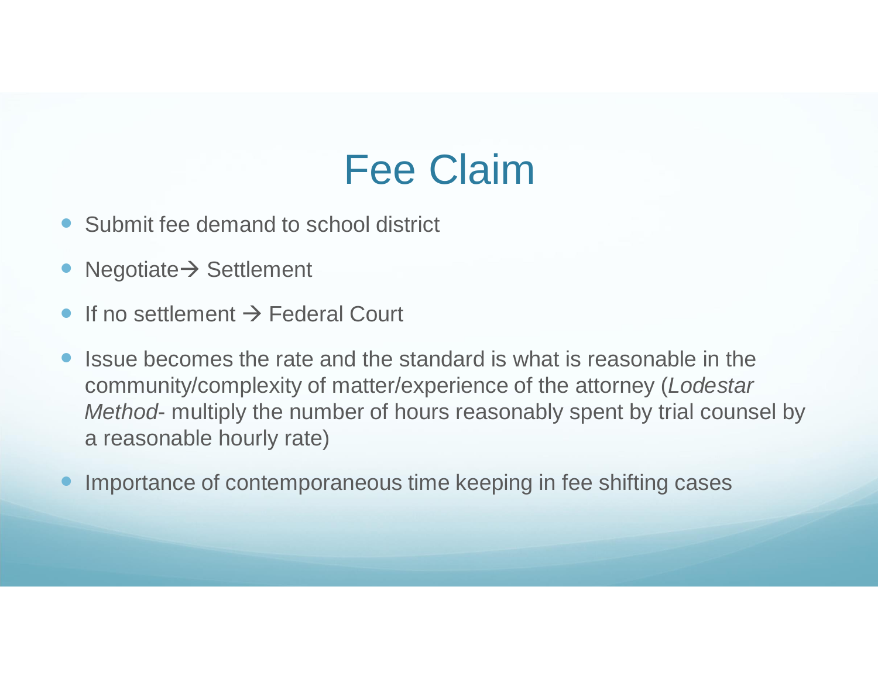# Fee Claim

- Submit fee demand to school district
- Negotiate→ Settlement
- If no settlement → Federal Court
- Issue becomes the rate and the standard is what is reasonable in the community/complexity of matter/experience of the attorney (*Lodestar Method*- multiply the number of hours reasonably spent by trial counsel by a reasonable hourly rate)
- Importance of contemporaneous time keeping in fee shifting cases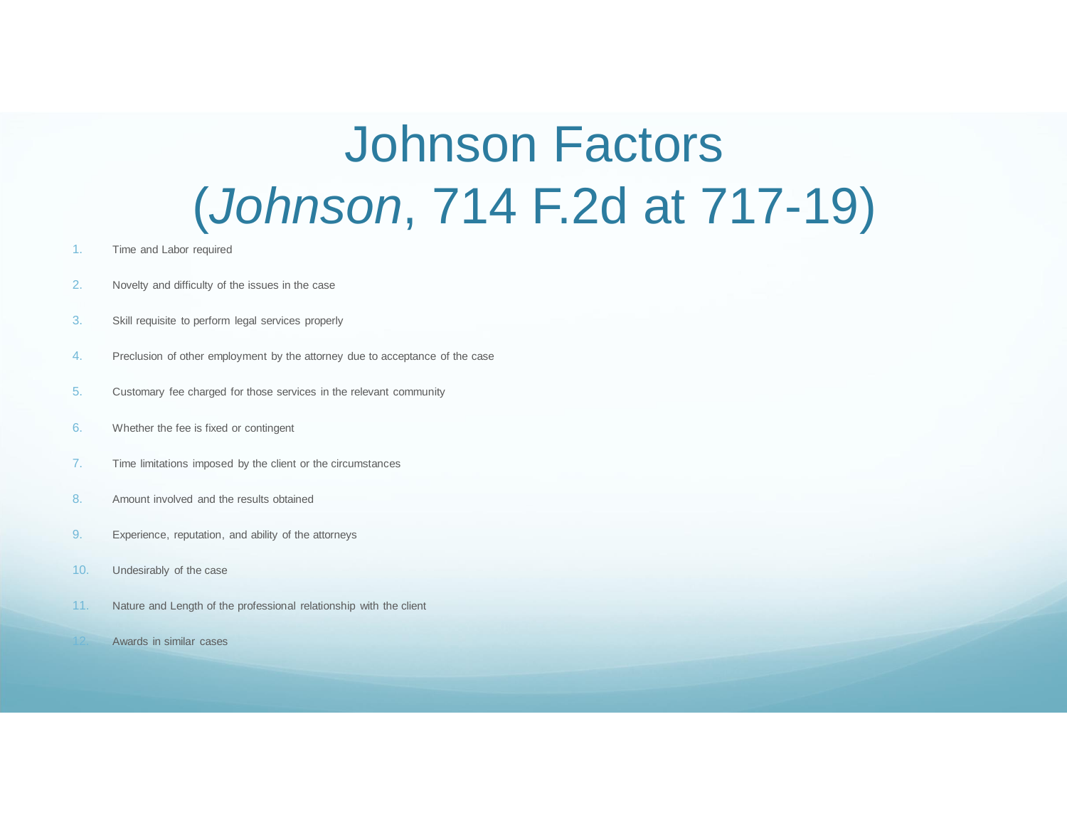# Johnson Factors (*Johnson*, 714 F.2d at 717-19)

1. Time and Labor required
2. Novelty and difficulty of the issues in the case
3. Skill requisite to perform legal services properly
4. Preclusion of other employment by the attorney due to acceptance of the case
5. Customary fee charged for those services in the relevant community
6. Whether the fee is fixed or contingent
7. Time limitations imposed by the client or the circumstances
8. Amount involved and the results obtained
9. Experience, reputation, and ability of the attorneys
10. Undesirably of the case
11. Nature and Length of the professional relationship with the client
12. Awards in similar cases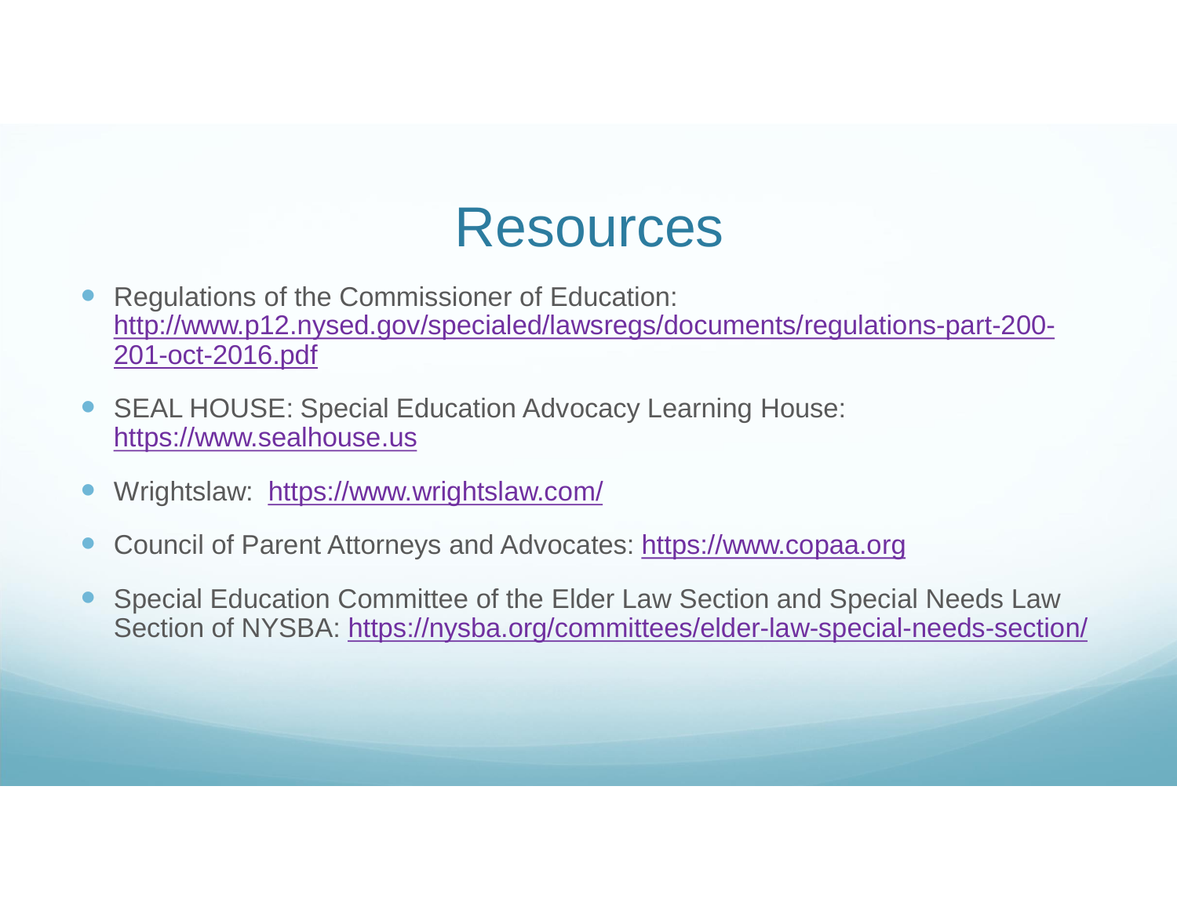# Resources

- Regulations of the Commissioner of Education: http://www.p12.nysed.gov/specialed/lawsregs/documents/regulations-part-200-201-oct-2016.pdf
- SEAL HOUSE: Special Education Advocacy Learning House: https://www.sealhouse.us
- Wrightslaw: https://www.wrightslaw.com/
- Council of Parent Attorneys and Advocates: https://www.copaa.org
- Special Education Committee of the Elder Law Section and Special Needs Law Section of NYSBA: https://nysba.org/committees/elder-law-special-needs-section/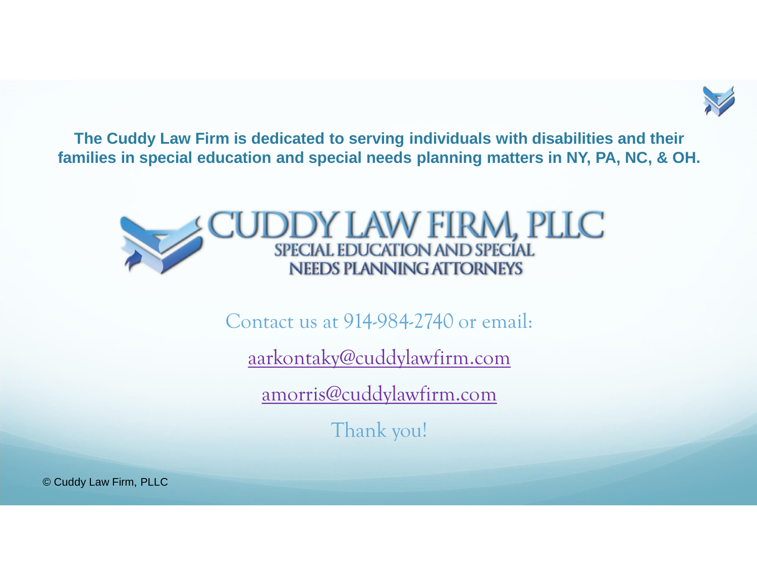**The Cuddy Law Firm is dedicated to serving individuals with disabilities and their families in special education and special needs planning matters in NY, PA, NC, & OH.**

CUDDY LAW FIRM, PLLC
SPECIAL EDUCATION AND SPECIAL NEEDS PLANNING ATTORNEYS

Contact us at 914-984-2740 or email:

aarkontaky@cuddylawfirm.com

amorris@cuddylawfirm.com

Thank you!

© Cuddy Law Firm, PLLC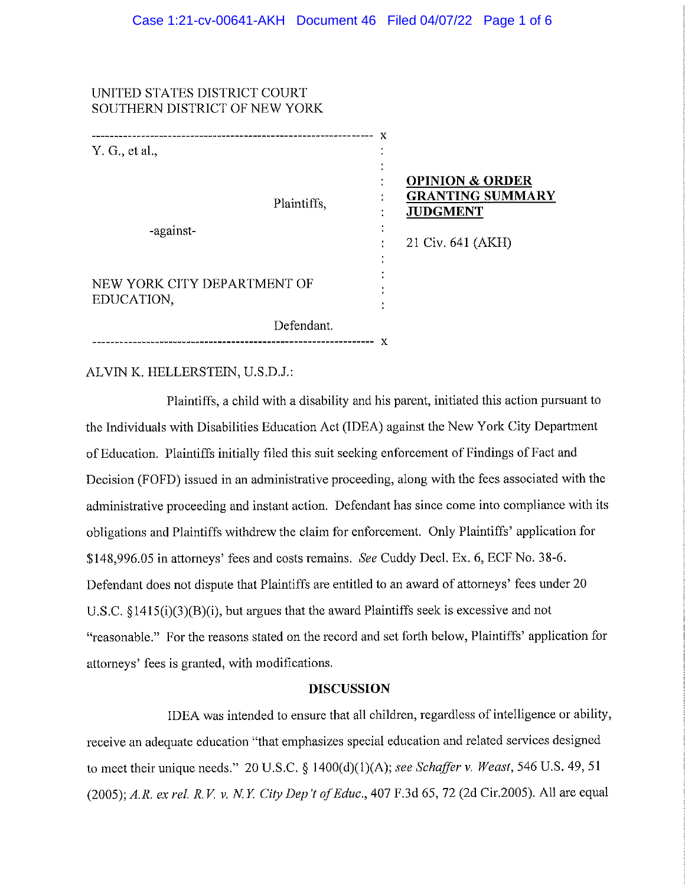UNITED STATES DISTRICT COURT
SOUTHERN DISTRICT OF NEW YORK

| | |
|---|---|
| Y. G., et al.,<br><br>Plaintiffs,<br><br>-against-<br><br>NEW YORK CITY DEPARTMENT OF EDUCATION,<br><br>Defendant. | **OPINION & ORDER GRANTING SUMMARY JUDGMENT**<br><br>21 Civ. 641 (AKH) |

ALVIN K. HELLERSTEIN, U.S.D.J.:

Plaintiffs, a child with a disability and his parent, initiated this action pursuant to the Individuals with Disabilities Education Act (IDEA) against the New York City Department of Education. Plaintiffs initially filed this suit seeking enforcement of Findings of Fact and Decision (FOFD) issued in an administrative proceeding, along with the fees associated with the administrative proceeding and instant action. Defendant has since come into compliance with its obligations and Plaintiffs withdrew the claim for enforcement. Only Plaintiffs' application for $148,996.05 in attorneys' fees and costs remains. *See* Cuddy Decl. Ex. 6, ECF No. 38-6. Defendant does not dispute that Plaintiffs are entitled to an award of attorneys' fees under 20 U.S.C. §1415(i)(3)(B)(i), but argues that the award Plaintiffs seek is excessive and not "reasonable." For the reasons stated on the record and set forth below, Plaintiffs' application for attorneys' fees is granted, with modifications.

**DISCUSSION**

IDEA was intended to ensure that all children, regardless of intelligence or ability, receive an adequate education "that emphasizes special education and related services designed to meet their unique needs." 20 U.S.C. § 1400(d)(1)(A); *see Schaffer v. Weast*, 546 U.S. 49, 51 (2005); *A.R. ex rel. R.V. v. N.Y. City Dep't of Educ.*, 407 F.3d 65, 72 (2d Cir.2005). All are equal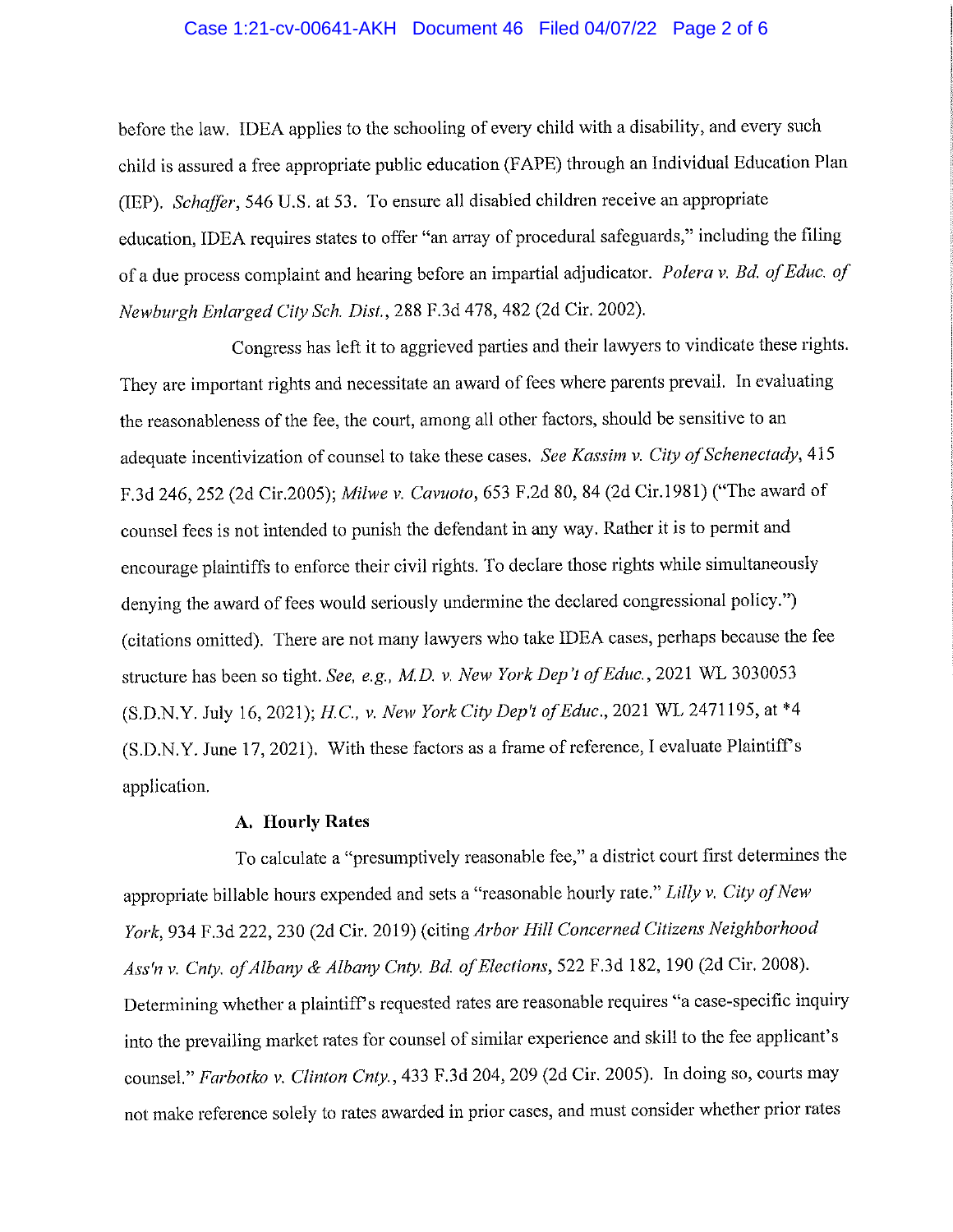before the law. IDEA applies to the schooling of every child with a disability, and every such child is assured a free appropriate public education (FAPE) through an Individual Education Plan (IEP). *Schaffer*, 546 U.S. at 53. To ensure all disabled children receive an appropriate education, IDEA requires states to offer "an array of procedural safeguards," including the filing of a due process complaint and hearing before an impartial adjudicator. *Polera v. Bd. of Educ. of Newburgh Enlarged City Sch. Dist.*, 288 F.3d 478, 482 (2d Cir. 2002).

Congress has left it to aggrieved parties and their lawyers to vindicate these rights. They are important rights and necessitate an award of fees where parents prevail. In evaluating the reasonableness of the fee, the court, among all other factors, should be sensitive to an adequate incentivization of counsel to take these cases. *See Kassim v. City of Schenectady*, 415 F.3d 246, 252 (2d Cir.2005); *Milwe v. Cavuoto*, 653 F.2d 80, 84 (2d Cir.1981) ("The award of counsel fees is not intended to punish the defendant in any way. Rather it is to permit and encourage plaintiffs to enforce their civil rights. To declare those rights while simultaneously denying the award of fees would seriously undermine the declared congressional policy.") (citations omitted). There are not many lawyers who take IDEA cases, perhaps because the fee structure has been so tight. *See, e.g., M.D. v. New York Dep't of Educ.*, 2021 WL 3030053 (S.D.N.Y. July 16, 2021); *H.C., v. New York City Dep't of Educ.*, 2021 WL 2471195, at *4 (S.D.N.Y. June 17, 2021). With these factors as a frame of reference, I evaluate Plaintiff's application.

### A. Hourly Rates

To calculate a "presumptively reasonable fee," a district court first determines the appropriate billable hours expended and sets a "reasonable hourly rate." *Lilly v. City of New York*, 934 F.3d 222, 230 (2d Cir. 2019) (citing *Arbor Hill Concerned Citizens Neighborhood Ass'n v. Cnty. of Albany & Albany Cnty. Bd. of Elections*, 522 F.3d 182, 190 (2d Cir. 2008). Determining whether a plaintiff's requested rates are reasonable requires "a case-specific inquiry into the prevailing market rates for counsel of similar experience and skill to the fee applicant's counsel." *Farbotko v. Clinton Cnty.*, 433 F.3d 204, 209 (2d Cir. 2005). In doing so, courts may not make reference solely to rates awarded in prior cases, and must consider whether prior rates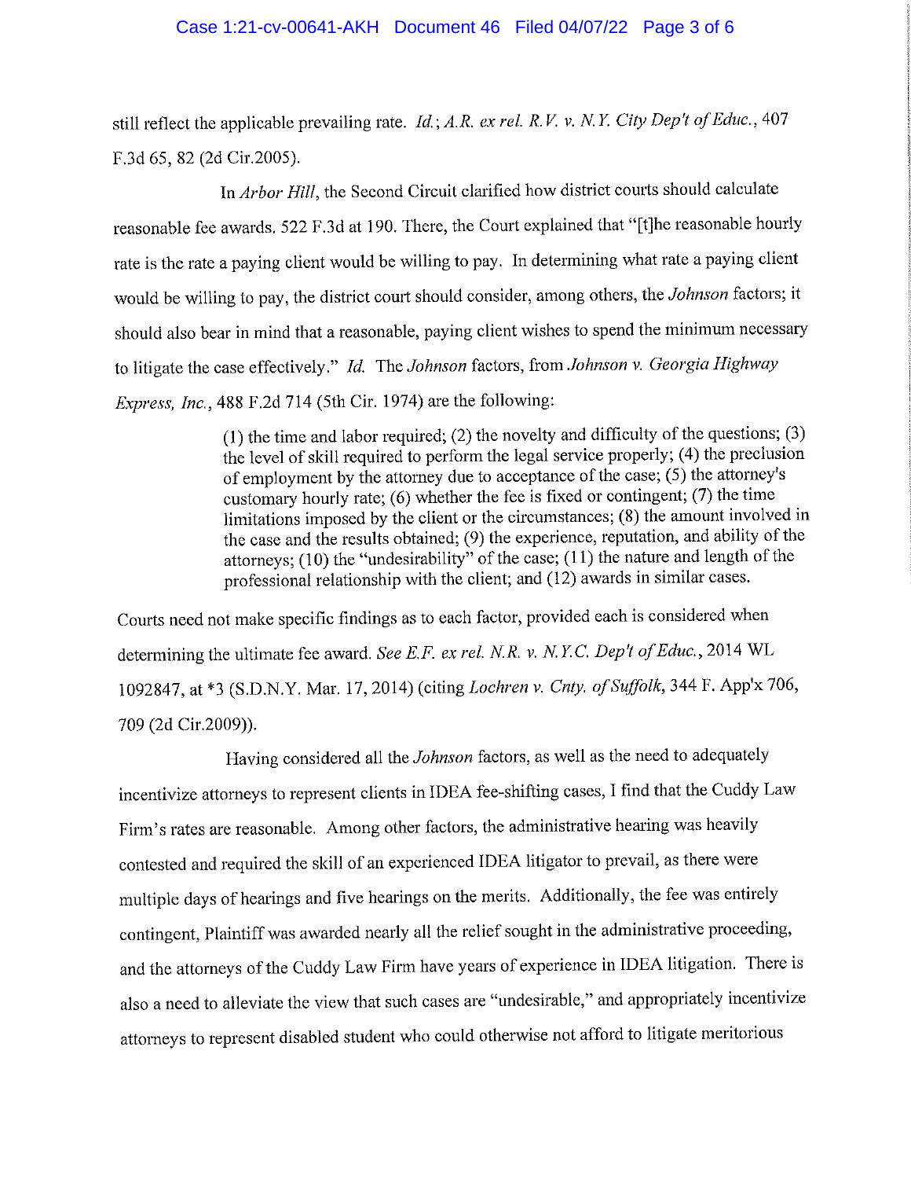still reflect the applicable prevailing rate. *Id.*; *A.R. ex rel. R.V. v. N.Y. City Dep't of Educ.*, 407 F.3d 65, 82 (2d Cir.2005).

In *Arbor Hill*, the Second Circuit clarified how district courts should calculate reasonable fee awards. 522 F.3d at 190. There, the Court explained that "[t]he reasonable hourly rate is the rate a paying client would be willing to pay. In determining what rate a paying client would be willing to pay, the district court should consider, among others, the *Johnson* factors; it should also bear in mind that a reasonable, paying client wishes to spend the minimum necessary to litigate the case effectively." *Id.* The *Johnson* factors, from *Johnson v. Georgia Highway Express, Inc.*, 488 F.2d 714 (5th Cir. 1974) are the following:

> (1) the time and labor required; (2) the novelty and difficulty of the questions; (3) the level of skill required to perform the legal service properly; (4) the preclusion of employment by the attorney due to acceptance of the case; (5) the attorney's customary hourly rate; (6) whether the fee is fixed or contingent; (7) the time limitations imposed by the client or the circumstances; (8) the amount involved in the case and the results obtained; (9) the experience, reputation, and ability of the attorneys; (10) the "undesirability" of the case; (11) the nature and length of the professional relationship with the client; and (12) awards in similar cases.

Courts need not make specific findings as to each factor, provided each is considered when determining the ultimate fee award. *See E.F. ex rel. N.R. v. N.Y.C. Dep't of Educ.*, 2014 WL 1092847, at *3 (S.D.N.Y. Mar. 17, 2014) (citing *Lochren v. Cnty. of Suffolk*, 344 F. App'x 706, 709 (2d Cir.2009)).

Having considered all the *Johnson* factors, as well as the need to adequately incentivize attorneys to represent clients in IDEA fee-shifting cases, I find that the Cuddy Law Firm's rates are reasonable. Among other factors, the administrative hearing was heavily contested and required the skill of an experienced IDEA litigator to prevail, as there were multiple days of hearings and five hearings on the merits. Additionally, the fee was entirely contingent, Plaintiff was awarded nearly all the relief sought in the administrative proceeding, and the attorneys of the Cuddy Law Firm have years of experience in IDEA litigation. There is also a need to alleviate the view that such cases are "undesirable," and appropriately incentivize attorneys to represent disabled student who could otherwise not afford to litigate meritorious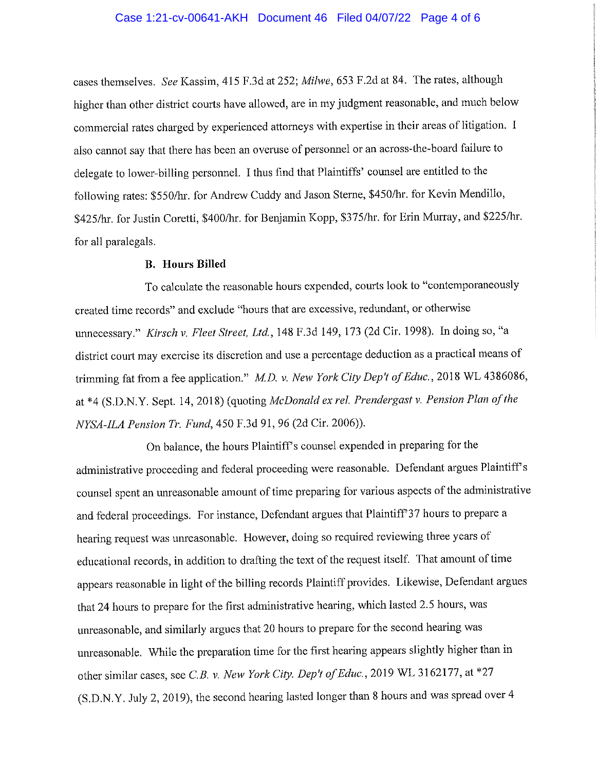cases themselves. *See* Kassim, 415 F.3d at 252; *Milwe*, 653 F.2d at 84. The rates, although higher than other district courts have allowed, are in my judgment reasonable, and much below commercial rates charged by experienced attorneys with expertise in their areas of litigation. I also cannot say that there has been an overuse of personnel or an across-the-board failure to delegate to lower-billing personnel. I thus find that Plaintiffs' counsel are entitled to the following rates: $550/hr. for Andrew Cuddy and Jason Sterne, $450/hr. for Kevin Mendillo, $425/hr. for Justin Coretti, $400/hr. for Benjamin Kopp, $375/hr. for Erin Murray, and $225/hr. for all paralegals.

**B. Hours Billed**

To calculate the reasonable hours expended, courts look to "contemporaneously created time records" and exclude "hours that are excessive, redundant, or otherwise unnecessary." *Kirsch v. Fleet Street, Ltd.*, 148 F.3d 149, 173 (2d Cir. 1998). In doing so, "a district court may exercise its discretion and use a percentage deduction as a practical means of trimming fat from a fee application." *M.D. v. New York City Dep't of Educ.*, 2018 WL 4386086, at *4 (S.D.N.Y. Sept. 14, 2018) (quoting *McDonald ex rel. Prendergast v. Pension Plan of the NYSA-ILA Pension Tr. Fund*, 450 F.3d 91, 96 (2d Cir. 2006)).

On balance, the hours Plaintiff's counsel expended in preparing for the administrative proceeding and federal proceeding were reasonable. Defendant argues Plaintiff's counsel spent an unreasonable amount of time preparing for various aspects of the administrative and federal proceedings. For instance, Defendant argues that Plaintiff 37 hours to prepare a hearing request was unreasonable. However, doing so required reviewing three years of educational records, in addition to drafting the text of the request itself. That amount of time appears reasonable in light of the billing records Plaintiff provides. Likewise, Defendant argues that 24 hours to prepare for the first administrative hearing, which lasted 2.5 hours, was unreasonable, and similarly argues that 20 hours to prepare for the second hearing was unreasonable. While the preparation time for the first hearing appears slightly higher than in other similar cases, see *C.B. v. New York City. Dep't of Educ.*, 2019 WL 3162177, at *27 (S.D.N.Y. July 2, 2019), the second hearing lasted longer than 8 hours and was spread over 4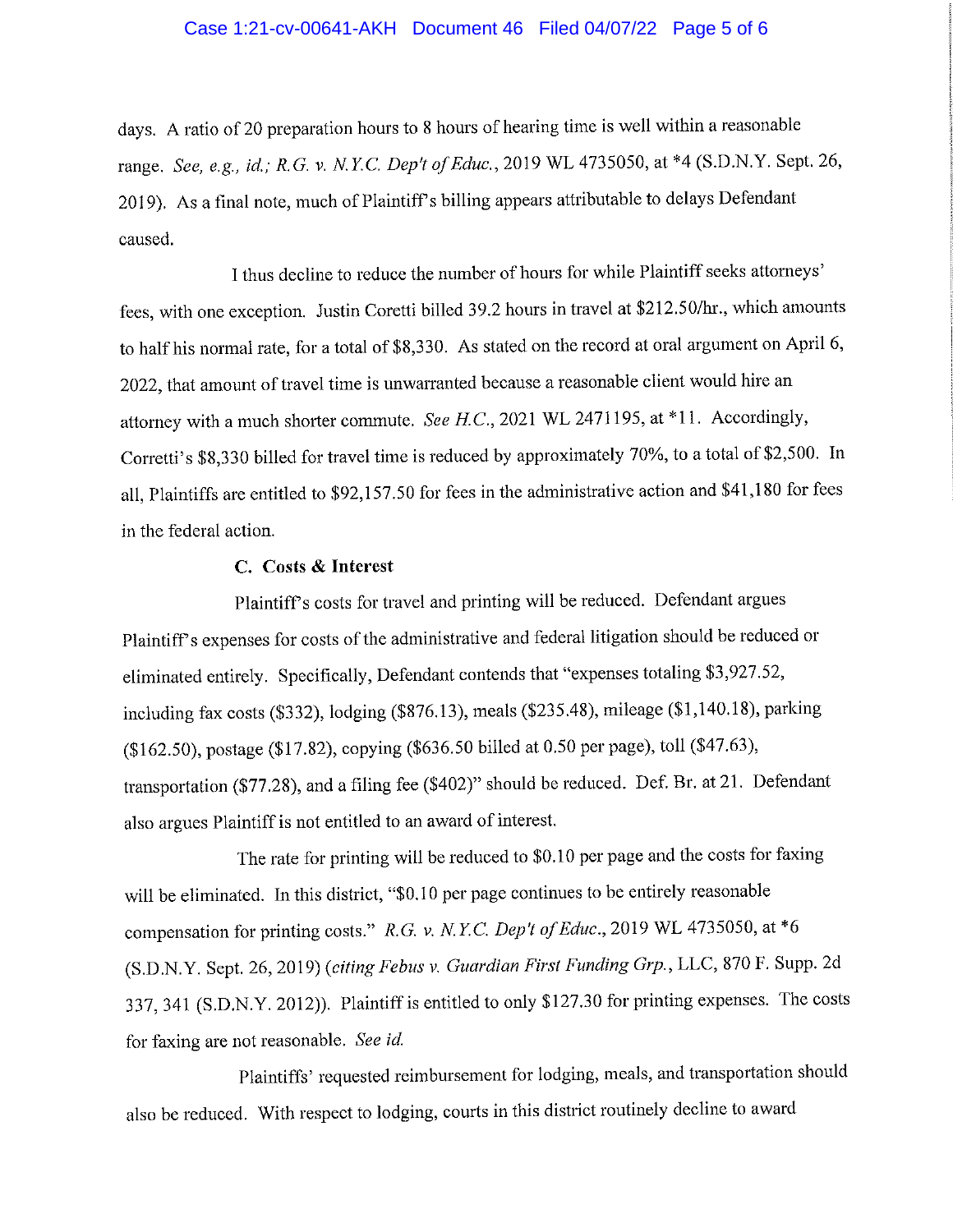days. A ratio of 20 preparation hours to 8 hours of hearing time is well within a reasonable range. *See, e.g., id.; R.G. v. N.Y.C. Dep't of Educ.*, 2019 WL 4735050, at *4 (S.D.N.Y. Sept. 26, 2019). As a final note, much of Plaintiff's billing appears attributable to delays Defendant caused.

I thus decline to reduce the number of hours for while Plaintiff seeks attorneys' fees, with one exception. Justin Coretti billed 39.2 hours in travel at $212.50/hr., which amounts to half his normal rate, for a total of $8,330. As stated on the record at oral argument on April 6, 2022, that amount of travel time is unwarranted because a reasonable client would hire an attorney with a much shorter commute. *See H.C.*, 2021 WL 2471195, at *11. Accordingly, Corretti's $8,330 billed for travel time is reduced by approximately 70%, to a total of $2,500. In all, Plaintiffs are entitled to $92,157.50 for fees in the administrative action and $41,180 for fees in the federal action.

**C. Costs & Interest**

Plaintiff's costs for travel and printing will be reduced. Defendant argues Plaintiff's expenses for costs of the administrative and federal litigation should be reduced or eliminated entirely. Specifically, Defendant contends that "expenses totaling $3,927.52, including fax costs ($332), lodging ($876.13), meals ($235.48), mileage ($1,140.18), parking ($162.50), postage ($17.82), copying ($636.50 billed at 0.50 per page), toll ($47.63), transportation ($77.28), and a filing fee ($402)" should be reduced. Def. Br. at 21. Defendant also argues Plaintiff is not entitled to an award of interest.

The rate for printing will be reduced to $0.10 per page and the costs for faxing will be eliminated. In this district, "$0.10 per page continues to be entirely reasonable compensation for printing costs." *R.G. v. N.Y.C. Dep't of Educ.*, 2019 WL 4735050, at *6 (S.D.N.Y. Sept. 26, 2019) (*citing Febus v. Guardian First Funding Grp.*, LLC, 870 F. Supp. 2d 337, 341 (S.D.N.Y. 2012)). Plaintiff is entitled to only $127.30 for printing expenses. The costs for faxing are not reasonable. *See id.*

Plaintiffs' requested reimbursement for lodging, meals, and transportation should also be reduced. With respect to lodging, courts in this district routinely decline to award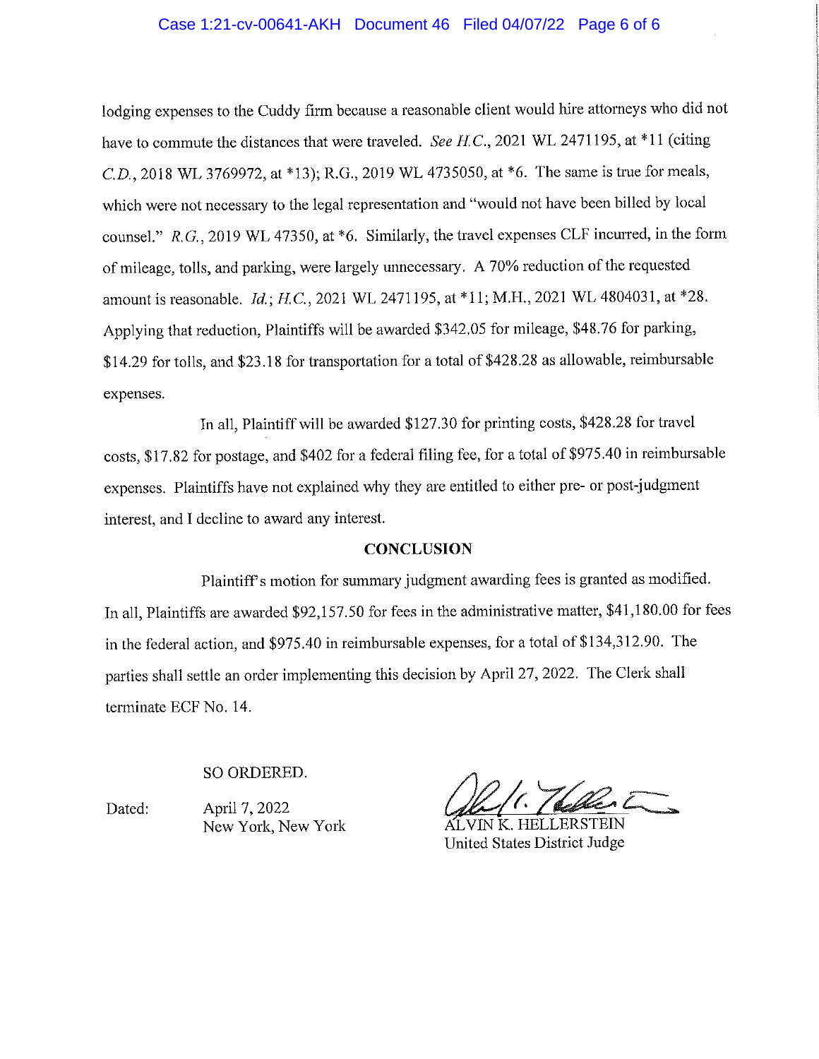lodging expenses to the Cuddy firm because a reasonable client would hire attorneys who did not have to commute the distances that were traveled. *See H.C.*, 2021 WL 2471195, at *11 (citing *C.D.*, 2018 WL 3769972, at *13); R.G., 2019 WL 4735050, at *6. The same is true for meals, which were not necessary to the legal representation and "would not have been billed by local counsel." *R.G.*, 2019 WL 47350, at *6. Similarly, the travel expenses CLF incurred, in the form of mileage, tolls, and parking, were largely unnecessary. A 70% reduction of the requested amount is reasonable. *Id.*; *H.C.*, 2021 WL 2471195, at *11; M.H., 2021 WL 4804031, at *28. Applying that reduction, Plaintiffs will be awarded $342.05 for mileage, $48.76 for parking, $14.29 for tolls, and $23.18 for transportation for a total of $428.28 as allowable, reimbursable expenses.

In all, Plaintiff will be awarded $127.30 for printing costs, $428.28 for travel costs, $17.82 for postage, and $402 for a federal filing fee, for a total of $975.40 in reimbursable expenses. Plaintiffs have not explained why they are entitled to either pre- or post-judgment interest, and I decline to award any interest.

## CONCLUSION

Plaintiff's motion for summary judgment awarding fees is granted as modified. In all, Plaintiffs are awarded $92,157.50 for fees in the administrative matter, $41,180.00 for fees in the federal action, and $975.40 in reimbursable expenses, for a total of $134,312.90. The parties shall settle an order implementing this decision by April 27, 2022. The Clerk shall terminate ECF No. 14.

SO ORDERED.

Dated: April 7, 2022
New York, New York

ALVIN K. HELLERSTEIN
United States District Judge